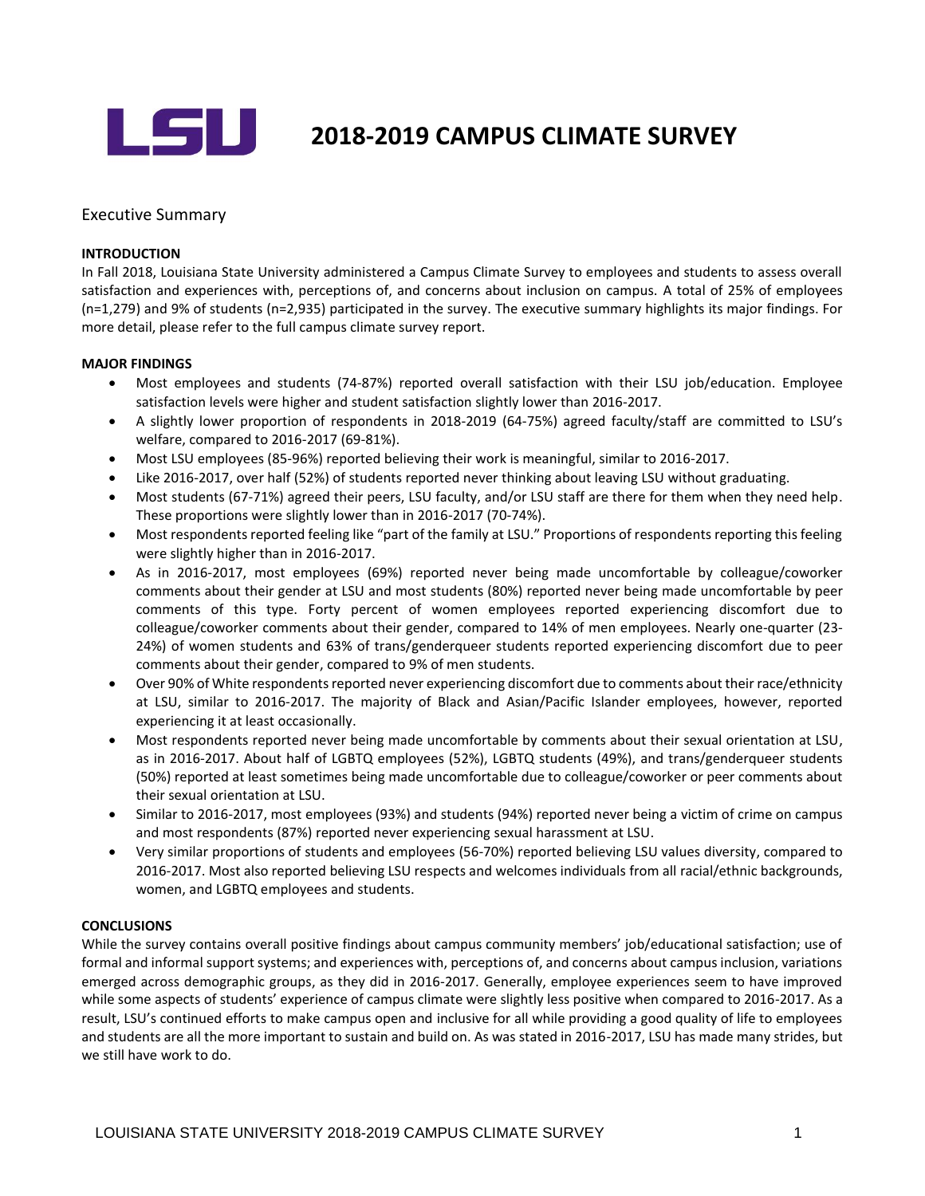# 2018-2019 CAMPUS CLIMATE SURVEY

## Executive Summary

### INTRODUCTION

In Fall 2018, Louisiana State University administered a Campus Climate Survey to employees and students to assess overall satisfaction and experiences with, perceptions of, and concerns about inclusion on campus. A total of 25% of employees (n=1,279) and 9% of students (n=2,935) participated in the survey. The executive summary highlights its major findings. For more detail, please refer to the full campus climate survey report.

### MAJOR FINDINGS

- Most employees and students (74-87%) reported overall satisfaction with their LSU job/education. Employee satisfaction levels were higher and student satisfaction slightly lower than 2016-2017.
- A slightly lower proportion of respondents in 2018-2019 (64-75%) agreed faculty/staff are committed to LSU's welfare, compared to 2016-2017 (69-81%).
- Most LSU employees (85-96%) reported believing their work is meaningful, similar to 2016-2017.
- Like 2016-2017, over half (52%) of students reported never thinking about leaving LSU without graduating.
- Most students (67-71%) agreed their peers, LSU faculty, and/or LSU staff are there for them when they need help. These proportions were slightly lower than in 2016-2017 (70-74%).
- Most respondents reported feeling like "part of the family at LSU." Proportions of respondents reporting this feeling were slightly higher than in 2016-2017.
- As in 2016-2017, most employees (69%) reported never being made uncomfortable by colleague/coworker comments about their gender at LSU and most students (80%) reported never being made uncomfortable by peer comments of this type. Forty percent of women employees reported experiencing discomfort due to colleague/coworker comments about their gender, compared to 14% of men employees. Nearly one-quarter (23-24%) of women students and 63% of trans/genderqueer students reported experiencing discomfort due to peer comments about their gender, compared to 9% of men students.
- Over 90% of White respondents reported never experiencing discomfort due to comments about their race/ethnicity at LSU, similar to 2016-2017. The majority of Black and Asian/Pacific Islander employees, however, reported experiencing it at least occasionally.
- Most respondents reported never being made uncomfortable by comments about their sexual orientation at LSU, as in 2016-2017. About half of LGBTQ employees (52%), LGBTQ students (49%), and trans/genderqueer students (50%) reported at least sometimes being made uncomfortable due to colleague/coworker or peer comments about their sexual orientation at LSU.
- Similar to 2016-2017, most employees (93%) and students (94%) reported never being a victim of crime on campus and most respondents (87%) reported never experiencing sexual harassment at LSU.
- Very similar proportions of students and employees (56-70%) reported believing LSU values diversity, compared to 2016-2017. Most also reported believing LSU respects and welcomes individuals from all racial/ethnic backgrounds, women, and LGBTQ employees and students.

### CONCLUSIONS

While the survey contains overall positive findings about campus community members' job/educational satisfaction; use of formal and informal support systems; and experiences with, perceptions of, and concerns about campus inclusion, variations emerged across demographic groups, as they did in 2016-2017. Generally, employee experiences seem to have improved while some aspects of students' experience of campus climate were slightly less positive when compared to 2016-2017. As a result, LSU's continued efforts to make campus open and inclusive for all while providing a good quality of life to employees and students are all the more important to sustain and build on. As was stated in 2016-2017, LSU has made many strides, but we still have work to do.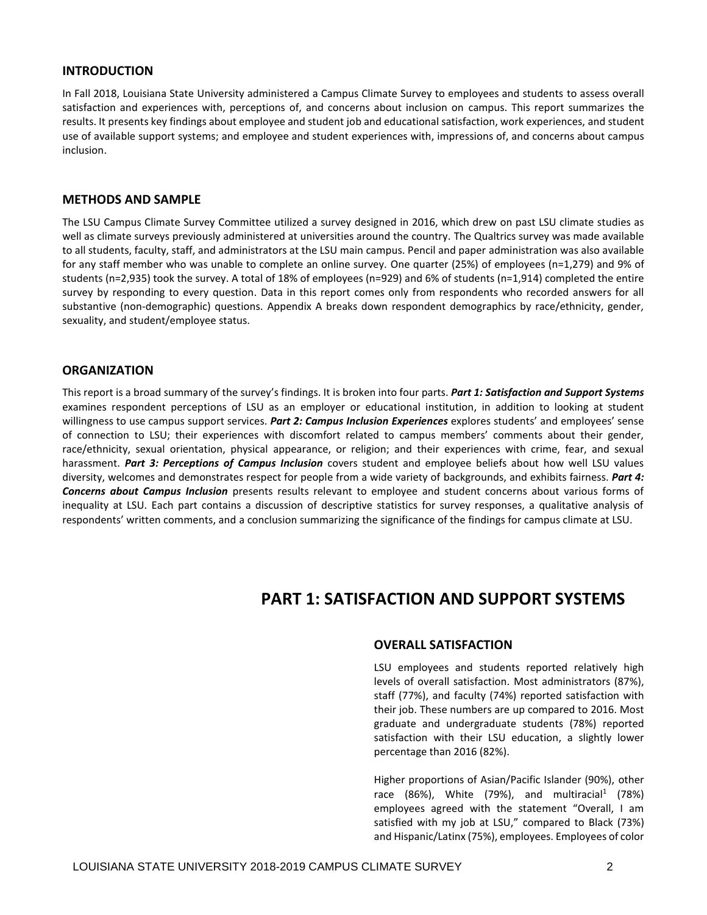## INTRODUCTION

In Fall 2018, Louisiana State University administered a Campus Climate Survey to employees and students to assess overall satisfaction and experiences with, perceptions of, and concerns about inclusion on campus. This report summarizes the results. It presents key findings about employee and student job and educational satisfaction, work experiences, and student use of available support systems; and employee and student experiences with, impressions of, and concerns about campus inclusion.

## METHODS AND SAMPLE

The LSU Campus Climate Survey Committee utilized a survey designed in 2016, which drew on past LSU climate studies as well as climate surveys previously administered at universities around the country. The Qualtrics survey was made available to all students, faculty, staff, and administrators at the LSU main campus. Pencil and paper administration was also available for any staff member who was unable to complete an online survey. One quarter (25%) of employees (n=1,279) and 9% of students (n=2,935) took the survey. A total of 18% of employees (n=929) and 6% of students (n=1,914) completed the entire survey by responding to every question. Data in this report comes only from respondents who recorded answers for all substantive (non-demographic) questions. Appendix A breaks down respondent demographics by race/ethnicity, gender, sexuality, and student/employee status.

## ORGANIZATION

This report is a broad summary of the survey's findings. It is broken into four parts. ***Part 1: Satisfaction and Support Systems*** examines respondent perceptions of LSU as an employer or educational institution, in addition to looking at student willingness to use campus support services. ***Part 2: Campus Inclusion Experiences*** explores students' and employees' sense of connection to LSU; their experiences with discomfort related to campus members' comments about their gender, race/ethnicity, sexual orientation, physical appearance, or religion; and their experiences with crime, fear, and sexual harassment. ***Part 3: Perceptions of Campus Inclusion*** covers student and employee beliefs about how well LSU values diversity, welcomes and demonstrates respect for people from a wide variety of backgrounds, and exhibits fairness. ***Part 4: Concerns about Campus Inclusion*** presents results relevant to employee and student concerns about various forms of inequality at LSU. Each part contains a discussion of descriptive statistics for survey responses, a qualitative analysis of respondents' written comments, and a conclusion summarizing the significance of the findings for campus climate at LSU.

# PART 1: SATISFACTION AND SUPPORT SYSTEMS

## OVERALL SATISFACTION

LSU employees and students reported relatively high levels of overall satisfaction. Most administrators (87%), staff (77%), and faculty (74%) reported satisfaction with their job. These numbers are up compared to 2016. Most graduate and undergraduate students (78%) reported satisfaction with their LSU education, a slightly lower percentage than 2016 (82%).

Higher proportions of Asian/Pacific Islander (90%), other race (86%), White (79%), and multiracial[1] (78%) employees agreed with the statement "Overall, I am satisfied with my job at LSU," compared to Black (73%) and Hispanic/Latinx (75%), employees. Employees of color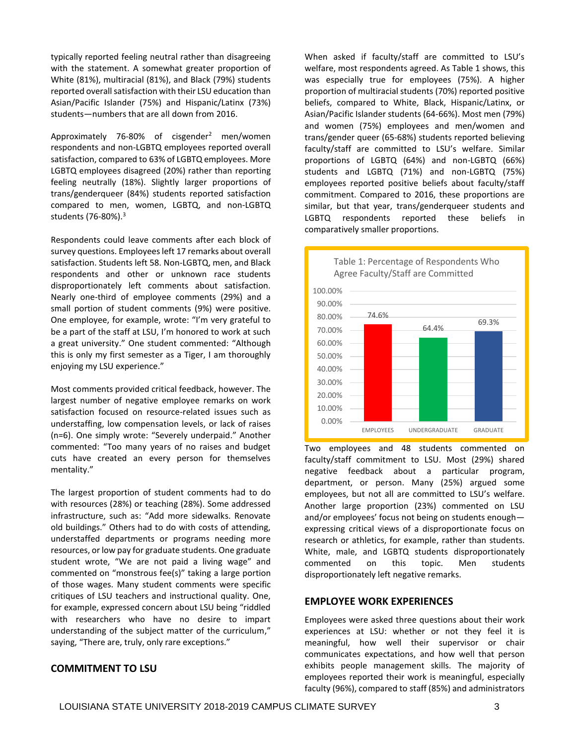typically reported feeling neutral rather than disagreeing with the statement. A somewhat greater proportion of White (81%), multiracial (81%), and Black (79%) students reported overall satisfaction with their LSU education than Asian/Pacific Islander (75%) and Hispanic/Latinx (73%) students—numbers that are all down from 2016.

Approximately 76-80% of cisgender[2] men/women respondents and non-LGBTQ employees reported overall satisfaction, compared to 63% of LGBTQ employees. More LGBTQ employees disagreed (20%) rather than reporting feeling neutrally (18%). Slightly larger proportions of trans/genderqueer (84%) students reported satisfaction compared to men, women, LGBTQ, and non-LGBTQ students (76-80%).[3]

Respondents could leave comments after each block of survey questions. Employees left 17 remarks about overall satisfaction. Students left 58. Non-LGBTQ, men, and Black respondents and other or unknown race students disproportionately left comments about satisfaction. Nearly one-third of employee comments (29%) and a small portion of student comments (9%) were positive. One employee, for example, wrote: "I'm very grateful to be a part of the staff at LSU, I'm honored to work at such a great university." One student commented: "Although this is only my first semester as a Tiger, I am thoroughly enjoying my LSU experience."

Most comments provided critical feedback, however. The largest number of negative employee remarks on work satisfaction focused on resource-related issues such as understaffing, low compensation levels, or lack of raises (n=6). One simply wrote: "Severely underpaid." Another commented: "Too many years of no raises and budget cuts have created an every person for themselves mentality."

The largest proportion of student comments had to do with resources (28%) or teaching (28%). Some addressed infrastructure, such as: "Add more sidewalks. Renovate old buildings." Others had to do with costs of attending, understaffed departments or programs needing more resources, or low pay for graduate students. One graduate student wrote, "We are not paid a living wage" and commented on "monstrous fee(s)" taking a large portion of those wages. Many student comments were specific critiques of LSU teachers and instructional quality. One, for example, expressed concern about LSU being "riddled with researchers who have no desire to impart understanding of the subject matter of the curriculum," saying, "There are, truly, only rare exceptions."

## COMMITMENT TO LSU

When asked if faculty/staff are committed to LSU's welfare, most respondents agreed. As Table 1 shows, this was especially true for employees (75%). A higher proportion of multiracial students (70%) reported positive beliefs, compared to White, Black, Hispanic/Latinx, or Asian/Pacific Islander students (64-66%). Most men (79%) and women (75%) employees and men/women and trans/gender queer (65-68%) students reported believing faculty/staff are committed to LSU's welfare. Similar proportions of LGBTQ (64%) and non-LGBTQ (66%) students and LGBTQ (71%) and non-LGBTQ (75%) employees reported positive beliefs about faculty/staff commitment. Compared to 2016, these proportions are similar, but that year, trans/genderqueer students and LGBTQ respondents reported these beliefs in comparatively smaller proportions.

Table 1: Percentage of Respondents Who Agree Faculty/Staff are Committed

| Group | Percentage |
|---|---|
| EMPLOYEES | 74.6% |
| UNDERGRADUATE | 64.4% |
| GRADUATE | 69.3% |

Two employees and 48 students commented on faculty/staff commitment to LSU. Most (29%) shared negative feedback about a particular program, department, or person. Many (25%) argued some employees, but not all are committed to LSU's welfare. Another large proportion (23%) commented on LSU and/or employees' focus not being on students enough—expressing critical views of a disproportionate focus on research or athletics, for example, rather than students. White, male, and LGBTQ students disproportionately commented on this topic. Men students disproportionately left negative remarks.

## EMPLOYEE WORK EXPERIENCES

Employees were asked three questions about their work experiences at LSU: whether or not they feel it is meaningful, how well their supervisor or chair communicates expectations, and how well that person exhibits people management skills. The majority of employees reported their work is meaningful, especially faculty (96%), compared to staff (85%) and administrators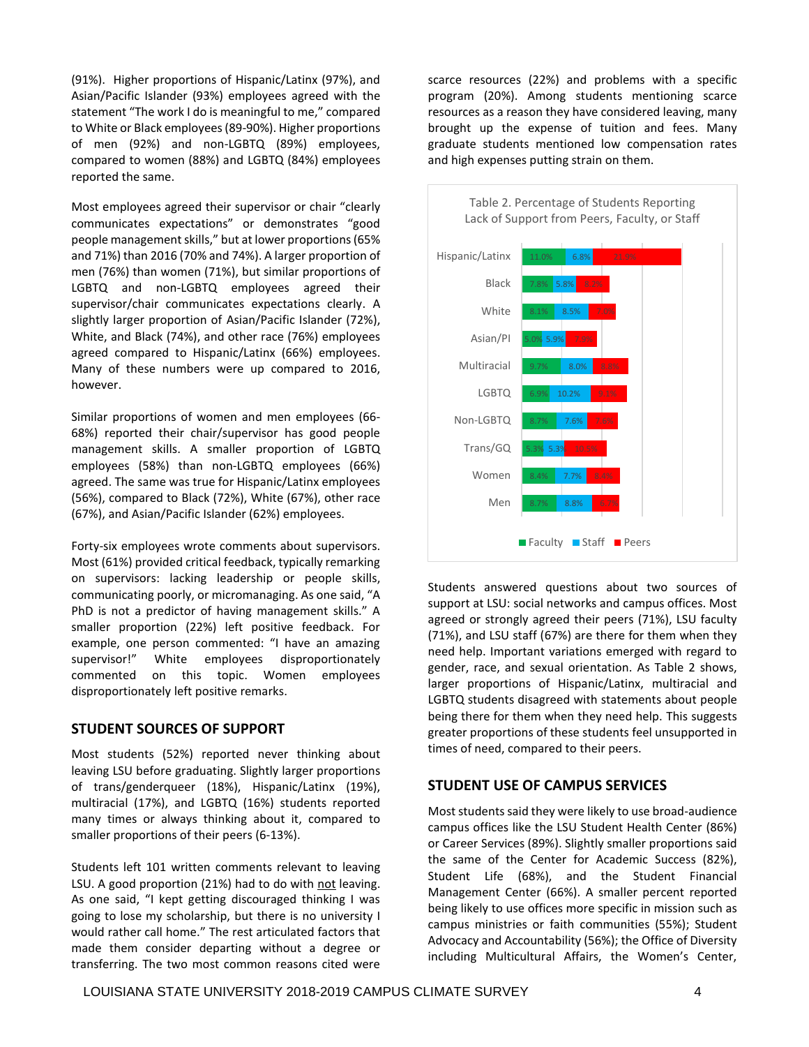(91%). Higher proportions of Hispanic/Latinx (97%), and Asian/Pacific Islander (93%) employees agreed with the statement "The work I do is meaningful to me," compared to White or Black employees (89-90%). Higher proportions of men (92%) and non-LGBTQ (89%) employees, compared to women (88%) and LGBTQ (84%) employees reported the same.

Most employees agreed their supervisor or chair "clearly communicates expectations" or demonstrates "good people management skills," but at lower proportions (65% and 71%) than 2016 (70% and 74%). A larger proportion of men (76%) than women (71%), but similar proportions of LGBTQ and non-LGBTQ employees agreed their supervisor/chair communicates expectations clearly. A slightly larger proportion of Asian/Pacific Islander (72%), White, and Black (74%), and other race (76%) employees agreed compared to Hispanic/Latinx (66%) employees. Many of these numbers were up compared to 2016, however.

Similar proportions of women and men employees (66-68%) reported their chair/supervisor has good people management skills. A smaller proportion of LGBTQ employees (58%) than non-LGBTQ employees (66%) agreed. The same was true for Hispanic/Latinx employees (56%), compared to Black (72%), White (67%), other race (67%), and Asian/Pacific Islander (62%) employees.

Forty-six employees wrote comments about supervisors. Most (61%) provided critical feedback, typically remarking on supervisors: lacking leadership or people skills, communicating poorly, or micromanaging. As one said, "A PhD is not a predictor of having management skills." A smaller proportion (22%) left positive feedback. For example, one person commented: "I have an amazing supervisor!" White employees disproportionately commented on this topic. Women employees disproportionately left positive remarks.

## STUDENT SOURCES OF SUPPORT

Most students (52%) reported never thinking about leaving LSU before graduating. Slightly larger proportions of trans/genderqueer (18%), Hispanic/Latinx (19%), multiracial (17%), and LGBTQ (16%) students reported many times or always thinking about it, compared to smaller proportions of their peers (6-13%).

Students left 101 written comments relevant to leaving LSU. A good proportion (21%) had to do with not leaving. As one said, "I kept getting discouraged thinking I was going to lose my scholarship, but there is no university I would rather call home." The rest articulated factors that made them consider departing without a degree or transferring. The two most common reasons cited were scarce resources (22%) and problems with a specific program (20%). Among students mentioning scarce resources as a reason they have considered leaving, many brought up the expense of tuition and fees. Many graduate students mentioned low compensation rates and high expenses putting strain on them.

Table 2. Percentage of Students Reporting Lack of Support from Peers, Faculty, or Staff

| | Faculty | Staff | Peers |
|---|---|---|---|
| Hispanic/Latinx | 11.0% | 6.8% | 21.5% |
| Black | 7.8% | 5.8% | 8.2% |
| White | 8.1% | 8.5% | 7.0% |
| Asian/PI | 5.0% | 5.9% | 7.9% |
| Multiracial | 9.7% | 8.0% | 8.8% |
| LGBTQ | 6.9% | 10.2% | 9.1% |
| Non-LGBTQ | 8.7% | 7.6% | 7.6% |
| Trans/GQ | 5.3% | 5.3% | 10.5% |
| Women | 8.4% | 7.7% | 8.4% |
| Men | 8.7% | 8.8% | 5.2% |

Students answered questions about two sources of support at LSU: social networks and campus offices. Most agreed or strongly agreed their peers (71%), LSU faculty (71%), and LSU staff (67%) are there for them when they need help. Important variations emerged with regard to gender, race, and sexual orientation. As Table 2 shows, larger proportions of Hispanic/Latinx, multiracial and LGBTQ students disagreed with statements about people being there for them when they need help. This suggests greater proportions of these students feel unsupported in times of need, compared to their peers.

## STUDENT USE OF CAMPUS SERVICES

Most students said they were likely to use broad-audience campus offices like the LSU Student Health Center (86%) or Career Services (89%). Slightly smaller proportions said the same of the Center for Academic Success (82%), Student Life (68%), and the Student Financial Management Center (66%). A smaller percent reported being likely to use offices more specific in mission such as campus ministries or faith communities (55%); Student Advocacy and Accountability (56%); the Office of Diversity including Multicultural Affairs, the Women's Center,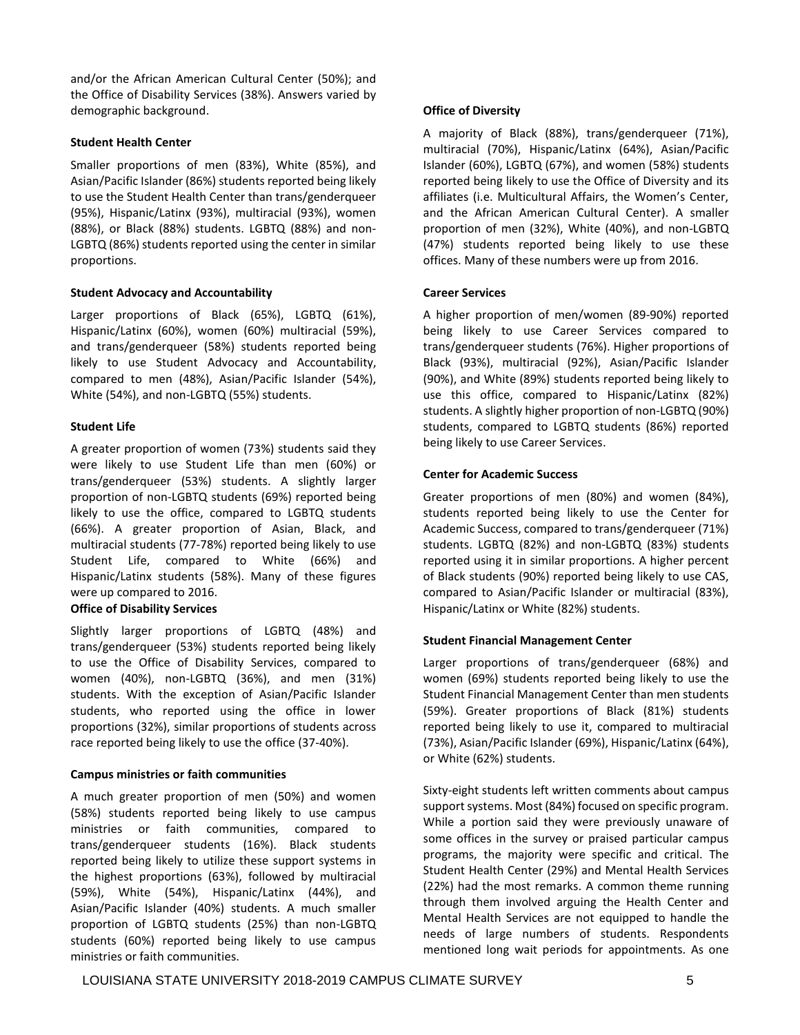and/or the African American Cultural Center (50%); and the Office of Disability Services (38%). Answers varied by demographic background.

**Student Health Center**

Smaller proportions of men (83%), White (85%), and Asian/Pacific Islander (86%) students reported being likely to use the Student Health Center than trans/genderqueer (95%), Hispanic/Latinx (93%), multiracial (93%), women (88%), or Black (88%) students. LGBTQ (88%) and non-LGBTQ (86%) students reported using the center in similar proportions.

**Student Advocacy and Accountability**

Larger proportions of Black (65%), LGBTQ (61%), Hispanic/Latinx (60%), women (60%) multiracial (59%), and trans/genderqueer (58%) students reported being likely to use Student Advocacy and Accountability, compared to men (48%), Asian/Pacific Islander (54%), White (54%), and non-LGBTQ (55%) students.

**Student Life**

A greater proportion of women (73%) students said they were likely to use Student Life than men (60%) or trans/genderqueer (53%) students. A slightly larger proportion of non-LGBTQ students (69%) reported being likely to use the office, compared to LGBTQ students (66%). A greater proportion of Asian, Black, and multiracial students (77-78%) reported being likely to use Student Life, compared to White (66%) and Hispanic/Latinx students (58%). Many of these figures were up compared to 2016.

**Office of Disability Services**

Slightly larger proportions of LGBTQ (48%) and trans/genderqueer (53%) students reported being likely to use the Office of Disability Services, compared to women (40%), non-LGBTQ (36%), and men (31%) students. With the exception of Asian/Pacific Islander students, who reported using the office in lower proportions (32%), similar proportions of students across race reported being likely to use the office (37-40%).

**Campus ministries or faith communities**

A much greater proportion of men (50%) and women (58%) students reported being likely to use campus ministries or faith communities, compared to trans/genderqueer students (16%). Black students reported being likely to utilize these support systems in the highest proportions (63%), followed by multiracial (59%), White (54%), Hispanic/Latinx (44%), and Asian/Pacific Islander (40%) students. A much smaller proportion of LGBTQ students (25%) than non-LGBTQ students (60%) reported being likely to use campus ministries or faith communities.

**Office of Diversity**

A majority of Black (88%), trans/genderqueer (71%), multiracial (70%), Hispanic/Latinx (64%), Asian/Pacific Islander (60%), LGBTQ (67%), and women (58%) students reported being likely to use the Office of Diversity and its affiliates (i.e. Multicultural Affairs, the Women's Center, and the African American Cultural Center). A smaller proportion of men (32%), White (40%), and non-LGBTQ (47%) students reported being likely to use these offices. Many of these numbers were up from 2016.

**Career Services**

A higher proportion of men/women (89-90%) reported being likely to use Career Services compared to trans/genderqueer students (76%). Higher proportions of Black (93%), multiracial (92%), Asian/Pacific Islander (90%), and White (89%) students reported being likely to use this office, compared to Hispanic/Latinx (82%) students. A slightly higher proportion of non-LGBTQ (90%) students, compared to LGBTQ students (86%) reported being likely to use Career Services.

**Center for Academic Success**

Greater proportions of men (80%) and women (84%), students reported being likely to use the Center for Academic Success, compared to trans/genderqueer (71%) students. LGBTQ (82%) and non-LGBTQ (83%) students reported using it in similar proportions. A higher percent of Black students (90%) reported being likely to use CAS, compared to Asian/Pacific Islander or multiracial (83%), Hispanic/Latinx or White (82%) students.

**Student Financial Management Center**

Larger proportions of trans/genderqueer (68%) and women (69%) students reported being likely to use the Student Financial Management Center than men students (59%). Greater proportions of Black (81%) students reported being likely to use it, compared to multiracial (73%), Asian/Pacific Islander (69%), Hispanic/Latinx (64%), or White (62%) students.

Sixty-eight students left written comments about campus support systems. Most (84%) focused on specific program. While a portion said they were previously unaware of some offices in the survey or praised particular campus programs, the majority were specific and critical. The Student Health Center (29%) and Mental Health Services (22%) had the most remarks. A common theme running through them involved arguing the Health Center and Mental Health Services are not equipped to handle the needs of large numbers of students. Respondents mentioned long wait periods for appointments. As one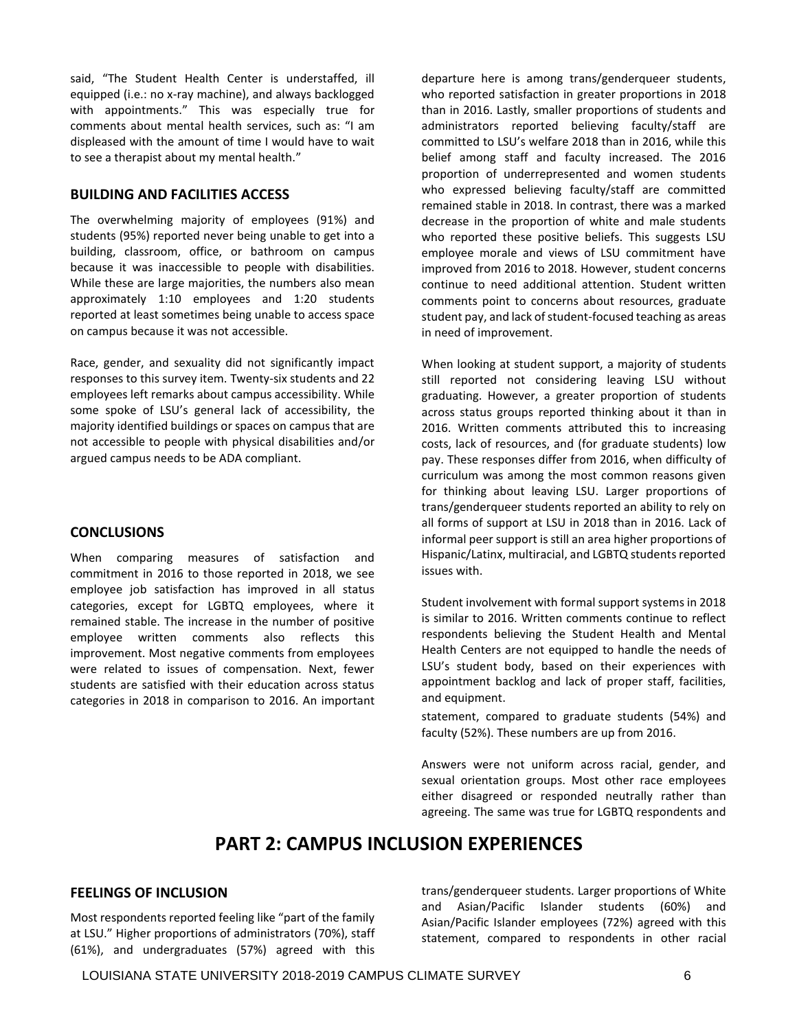said, "The Student Health Center is understaffed, ill equipped (i.e.: no x-ray machine), and always backlogged with appointments." This was especially true for comments about mental health services, such as: "I am displeased with the amount of time I would have to wait to see a therapist about my mental health."

### BUILDING AND FACILITIES ACCESS

The overwhelming majority of employees (91%) and students (95%) reported never being unable to get into a building, classroom, office, or bathroom on campus because it was inaccessible to people with disabilities. While these are large majorities, the numbers also mean approximately 1:10 employees and 1:20 students reported at least sometimes being unable to access space on campus because it was not accessible.

Race, gender, and sexuality did not significantly impact responses to this survey item. Twenty-six students and 22 employees left remarks about campus accessibility. While some spoke of LSU's general lack of accessibility, the majority identified buildings or spaces on campus that are not accessible to people with physical disabilities and/or argued campus needs to be ADA compliant.

### CONCLUSIONS

When comparing measures of satisfaction and commitment in 2016 to those reported in 2018, we see employee job satisfaction has improved in all status categories, except for LGBTQ employees, where it remained stable. The increase in the number of positive employee written comments also reflects this improvement. Most negative comments from employees were related to issues of compensation. Next, fewer students are satisfied with their education across status categories in 2018 in comparison to 2016. An important departure here is among trans/genderqueer students, who reported satisfaction in greater proportions in 2018 than in 2016. Lastly, smaller proportions of students and administrators reported believing faculty/staff are committed to LSU's welfare 2018 than in 2016, while this belief among staff and faculty increased. The 2016 proportion of underrepresented and women students who expressed believing faculty/staff are committed remained stable in 2018. In contrast, there was a marked decrease in the proportion of white and male students who reported these positive beliefs. This suggests LSU employee morale and views of LSU commitment have improved from 2016 to 2018. However, student concerns continue to need additional attention. Student written comments point to concerns about resources, graduate student pay, and lack of student-focused teaching as areas in need of improvement.

When looking at student support, a majority of students still reported not considering leaving LSU without graduating. However, a greater proportion of students across status groups reported thinking about it than in 2016. Written comments attributed this to increasing costs, lack of resources, and (for graduate students) low pay. These responses differ from 2016, when difficulty of curriculum was among the most common reasons given for thinking about leaving LSU. Larger proportions of trans/genderqueer students reported an ability to rely on all forms of support at LSU in 2018 than in 2016. Lack of informal peer support is still an area higher proportions of Hispanic/Latinx, multiracial, and LGBTQ students reported issues with.

Student involvement with formal support systems in 2018 is similar to 2016. Written comments continue to reflect respondents believing the Student Health and Mental Health Centers are not equipped to handle the needs of LSU's student body, based on their experiences with appointment backlog and lack of proper staff, facilities, and equipment.

## PART 2: CAMPUS INCLUSION EXPERIENCES

### FEELINGS OF INCLUSION

Most respondents reported feeling like "part of the family at LSU." Higher proportions of administrators (70%), staff (61%), and undergraduates (57%) agreed with this statement, compared to graduate students (54%) and faculty (52%). These numbers are up from 2016.

Answers were not uniform across racial, gender, and sexual orientation groups. Most other race employees either disagreed or responded neutrally rather than agreeing. The same was true for LGBTQ respondents and trans/genderqueer students. Larger proportions of White and Asian/Pacific Islander students (60%) and Asian/Pacific Islander employees (72%) agreed with this statement, compared to respondents in other racial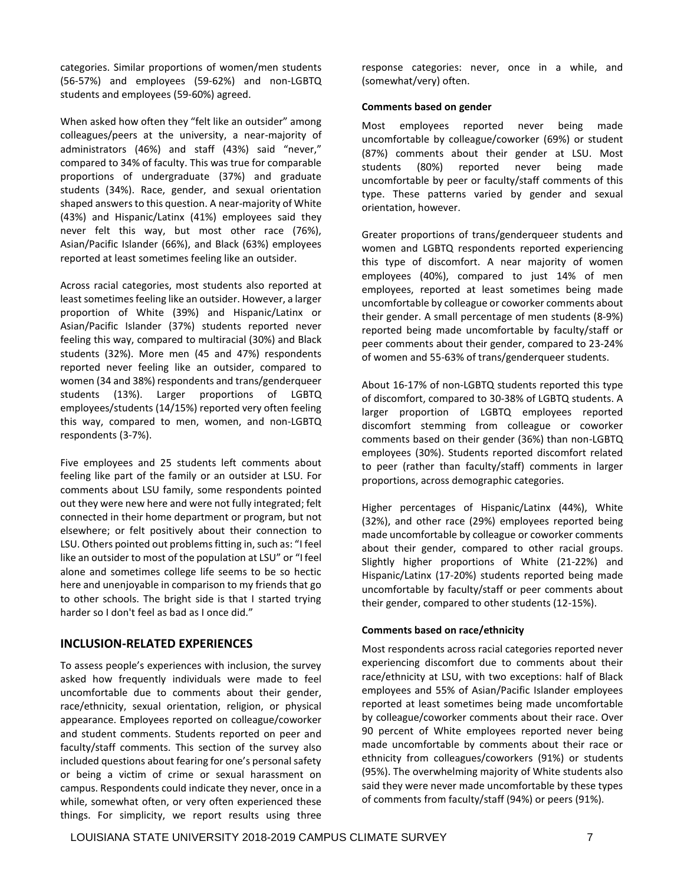categories. Similar proportions of women/men students (56-57%) and employees (59-62%) and non-LGBTQ students and employees (59-60%) agreed.

When asked how often they "felt like an outsider" among colleagues/peers at the university, a near-majority of administrators (46%) and staff (43%) said "never," compared to 34% of faculty. This was true for comparable proportions of undergraduate (37%) and graduate students (34%). Race, gender, and sexual orientation shaped answers to this question. A near-majority of White (43%) and Hispanic/Latinx (41%) employees said they never felt this way, but most other race (76%), Asian/Pacific Islander (66%), and Black (63%) employees reported at least sometimes feeling like an outsider.

Across racial categories, most students also reported at least sometimes feeling like an outsider. However, a larger proportion of White (39%) and Hispanic/Latinx or Asian/Pacific Islander (37%) students reported never feeling this way, compared to multiracial (30%) and Black students (32%). More men (45 and 47%) respondents reported never feeling like an outsider, compared to women (34 and 38%) respondents and trans/genderqueer students (13%). Larger proportions of LGBTQ employees/students (14/15%) reported very often feeling this way, compared to men, women, and non-LGBTQ respondents (3-7%).

Five employees and 25 students left comments about feeling like part of the family or an outsider at LSU. For comments about LSU family, some respondents pointed out they were new here and were not fully integrated; felt connected in their home department or program, but not elsewhere; or felt positively about their connection to LSU. Others pointed out problems fitting in, such as: "I feel like an outsider to most of the population at LSU" or "I feel alone and sometimes college life seems to be so hectic here and unenjoyable in comparison to my friends that go to other schools. The bright side is that I started trying harder so I don't feel as bad as I once did."

## INCLUSION-RELATED EXPERIENCES

To assess people's experiences with inclusion, the survey asked how frequently individuals were made to feel uncomfortable due to comments about their gender, race/ethnicity, sexual orientation, religion, or physical appearance. Employees reported on colleague/coworker and student comments. Students reported on peer and faculty/staff comments. This section of the survey also included questions about fearing for one's personal safety or being a victim of crime or sexual harassment on campus. Respondents could indicate they never, once in a while, somewhat often, or very often experienced these things. For simplicity, we report results using three response categories: never, once in a while, and (somewhat/very) often.

### Comments based on gender

Most employees reported never being made uncomfortable by colleague/coworker (69%) or student (87%) comments about their gender at LSU. Most students (80%) reported never being made uncomfortable by peer or faculty/staff comments of this type. These patterns varied by gender and sexual orientation, however.

Greater proportions of trans/genderqueer students and women and LGBTQ respondents reported experiencing this type of discomfort. A near majority of women employees (40%), compared to just 14% of men employees, reported at least sometimes being made uncomfortable by colleague or coworker comments about their gender. A small percentage of men students (8-9%) reported being made uncomfortable by faculty/staff or peer comments about their gender, compared to 23-24% of women and 55-63% of trans/genderqueer students.

About 16-17% of non-LGBTQ students reported this type of discomfort, compared to 30-38% of LGBTQ students. A larger proportion of LGBTQ employees reported discomfort stemming from colleague or coworker comments based on their gender (36%) than non-LGBTQ employees (30%). Students reported discomfort related to peer (rather than faculty/staff) comments in larger proportions, across demographic categories.

Higher percentages of Hispanic/Latinx (44%), White (32%), and other race (29%) employees reported being made uncomfortable by colleague or coworker comments about their gender, compared to other racial groups. Slightly higher proportions of White (21-22%) and Hispanic/Latinx (17-20%) students reported being made uncomfortable by faculty/staff or peer comments about their gender, compared to other students (12-15%).

### Comments based on race/ethnicity

Most respondents across racial categories reported never experiencing discomfort due to comments about their race/ethnicity at LSU, with two exceptions: half of Black employees and 55% of Asian/Pacific Islander employees reported at least sometimes being made uncomfortable by colleague/coworker comments about their race. Over 90 percent of White employees reported never being made uncomfortable by comments about their race or ethnicity from colleagues/coworkers (91%) or students (95%). The overwhelming majority of White students also said they were never made uncomfortable by these types of comments from faculty/staff (94%) or peers (91%).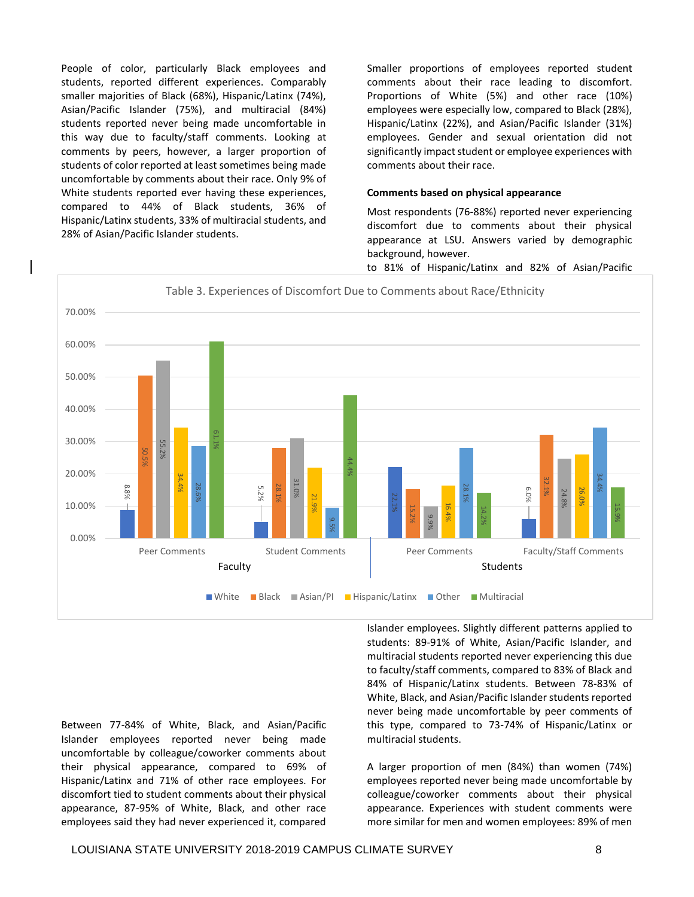People of color, particularly Black employees and students, reported different experiences. Comparably smaller majorities of Black (68%), Hispanic/Latinx (74%), Asian/Pacific Islander (75%), and multiracial (84%) students reported never being made uncomfortable in this way due to faculty/staff comments. Looking at comments by peers, however, a larger proportion of students of color reported at least sometimes being made uncomfortable by comments about their race. Only 9% of White students reported ever having these experiences, compared to 44% of Black students, 36% of Hispanic/Latinx students, 33% of multiracial students, and 28% of Asian/Pacific Islander students.

Smaller proportions of employees reported student comments about their race leading to discomfort. Proportions of White (5%) and other race (10%) employees were especially low, compared to Black (28%), Hispanic/Latinx (22%), and Asian/Pacific Islander (31%) employees. Gender and sexual orientation did not significantly impact student or employee experiences with comments about their race.

**Comments based on physical appearance**

Most respondents (76-88%) reported never experiencing discomfort due to comments about their physical appearance at LSU. Answers varied by demographic background, however.

Table 3. Experiences of Discomfort Due to Comments about Race/Ethnicity

| Group | Source | White | Black | Asian/PI | Hispanic/Latinx | Other | Multiracial |
|---|---|---|---|---|---|---|---|
| Faculty | Peer Comments | 8.8% | 50.5% | 55.2% | 34.4% | 28.6% | 61.1% |
| Faculty | Student Comments | 5.2% | 28.1% | 31.0% | 21.9% | 9.5% | 44.4% |
| Students | Peer Comments | 22.1% | 15.2% | 9.9% | 16.4% | 28.1% | 14.2% |
| Students | Faculty/Staff Comments | 6.0% | 32.1% | 24.8% | 26.0% | 34.4% | 15.9% |

Between 77-84% of White, Black, and Asian/Pacific Islander employees reported never being made uncomfortable by colleague/coworker comments about their physical appearance, compared to 69% of Hispanic/Latinx and 71% of other race employees. For discomfort tied to student comments about their physical appearance, 87-95% of White, Black, and other race employees said they had never experienced it, compared to 81% of Hispanic/Latinx and 82% of Asian/Pacific Islander employees. Slightly different patterns applied to students: 89-91% of White, Asian/Pacific Islander, and multiracial students reported never experiencing this due to faculty/staff comments, compared to 83% of Black and 84% of Hispanic/Latinx students. Between 78-83% of White, Black, and Asian/Pacific Islander students reported never being made uncomfortable by peer comments of this type, compared to 73-74% of Hispanic/Latinx or multiracial students.

A larger proportion of men (84%) than women (74%) employees reported never being made uncomfortable by colleague/coworker comments about their physical appearance. Experiences with student comments were more similar for men and women employees: 89% of men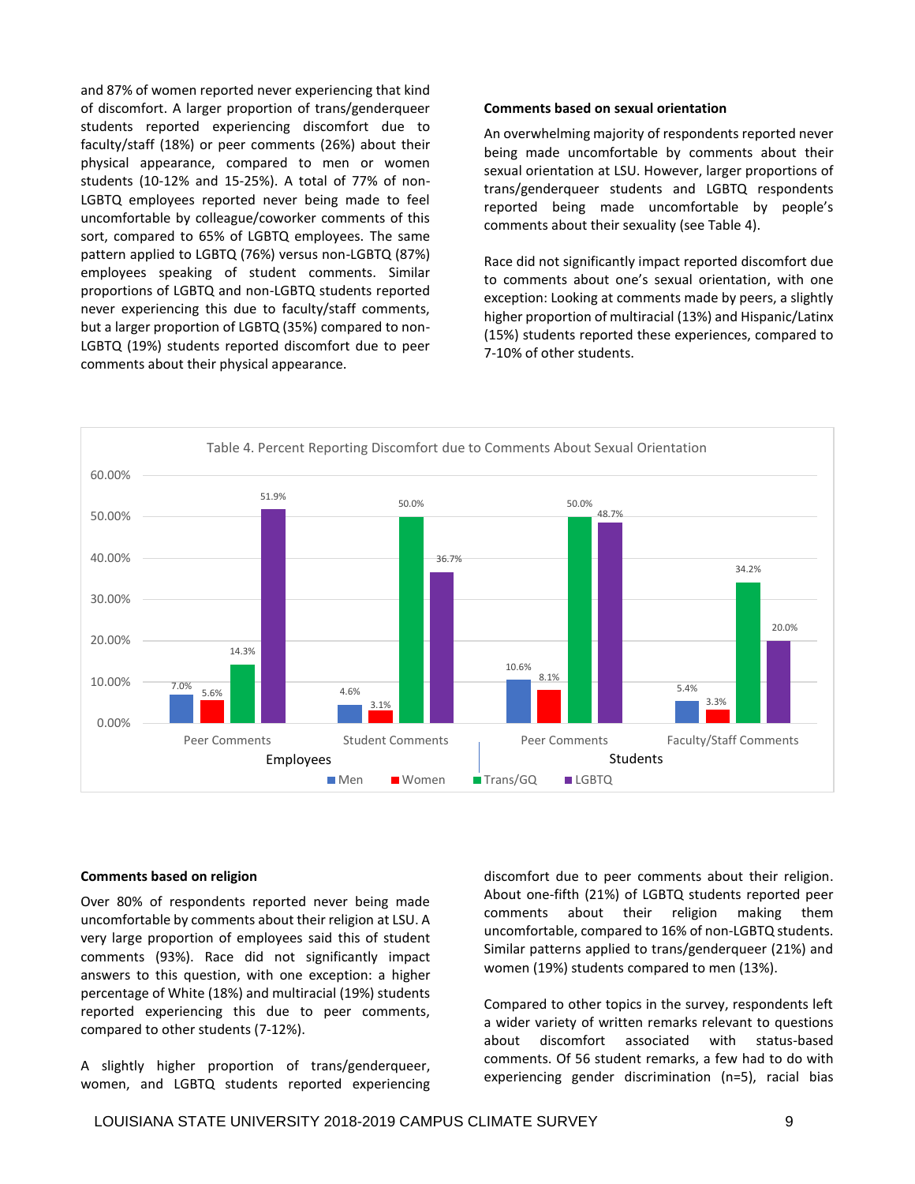and 87% of women reported never experiencing that kind of discomfort. A larger proportion of trans/genderqueer students reported experiencing discomfort due to faculty/staff (18%) or peer comments (26%) about their physical appearance, compared to men or women students (10-12% and 15-25%). A total of 77% of non-LGBTQ employees reported never being made to feel uncomfortable by colleague/coworker comments of this sort, compared to 65% of LGBTQ employees. The same pattern applied to LGBTQ (76%) versus non-LGBTQ (87%) employees speaking of student comments. Similar proportions of LGBTQ and non-LGBTQ students reported never experiencing this due to faculty/staff comments, but a larger proportion of LGBTQ (35%) compared to non-LGBTQ (19%) students reported discomfort due to peer comments about their physical appearance.

**Comments based on sexual orientation**

An overwhelming majority of respondents reported never being made uncomfortable by comments about their sexual orientation at LSU. However, larger proportions of trans/genderqueer students and LGBTQ respondents reported being made uncomfortable by people's comments about their sexuality (see Table 4).

Race did not significantly impact reported discomfort due to comments about one's sexual orientation, with one exception: Looking at comments made by peers, a slightly higher proportion of multiracial (13%) and Hispanic/Latinx (15%) students reported these experiences, compared to 7-10% of other students.

Table 4. Percent Reporting Discomfort due to Comments About Sexual Orientation

| | Employees | | Students | |
|---|---|---|---|---|
| | Peer Comments | Student Comments | Peer Comments | Faculty/Staff Comments |
| Men | 7.0% | 4.6% | 10.6% | 5.4% |
| Women | 5.6% | 3.1% | 8.1% | 3.3% |
| Trans/GQ | 14.3% | 50.0% | 50.0% | 34.2% |
| LGBTQ | 51.9% | 36.7% | 48.7% | 20.0% |

**Comments based on religion**

Over 80% of respondents reported never being made uncomfortable by comments about their religion at LSU. A very large proportion of employees said this of student comments (93%). Race did not significantly impact answers to this question, with one exception: a higher percentage of White (18%) and multiracial (19%) students reported experiencing this due to peer comments, compared to other students (7-12%).

A slightly higher proportion of trans/genderqueer, women, and LGBTQ students reported experiencing discomfort due to peer comments about their religion. About one-fifth (21%) of LGBTQ students reported peer comments about their religion making them uncomfortable, compared to 16% of non-LGBTQ students. Similar patterns applied to trans/genderqueer (21%) and women (19%) students compared to men (13%).

Compared to other topics in the survey, respondents left a wider variety of written remarks relevant to questions about discomfort associated with status-based comments. Of 56 student remarks, a few had to do with experiencing gender discrimination (n=5), racial bias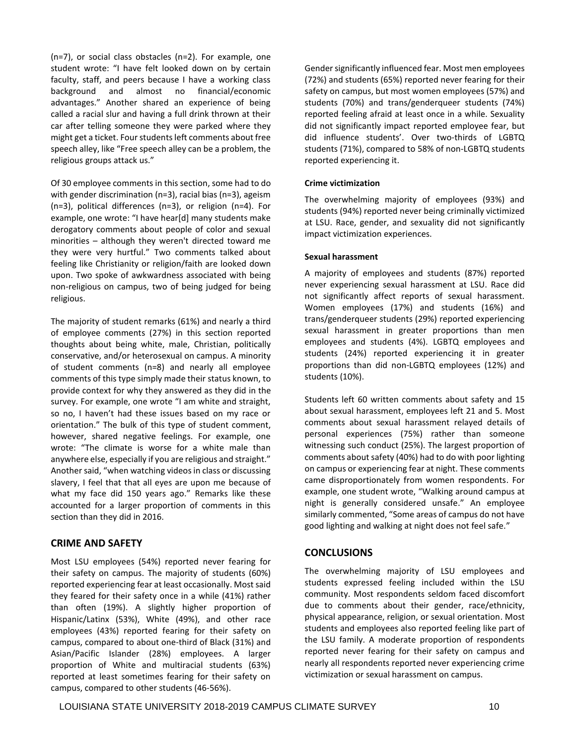(n=7), or social class obstacles (n=2). For example, one student wrote: "I have felt looked down on by certain faculty, staff, and peers because I have a working class background and almost no financial/economic advantages." Another shared an experience of being called a racial slur and having a full drink thrown at their car after telling someone they were parked where they might get a ticket. Four students left comments about free speech alley, like "Free speech alley can be a problem, the religious groups attack us."

Of 30 employee comments in this section, some had to do with gender discrimination (n=3), racial bias (n=3), ageism (n=3), political differences (n=3), or religion (n=4). For example, one wrote: "I have hear[d] many students make derogatory comments about people of color and sexual minorities – although they weren't directed toward me they were very hurtful." Two comments talked about feeling like Christianity or religion/faith are looked down upon. Two spoke of awkwardness associated with being non-religious on campus, two of being judged for being religious.

The majority of student remarks (61%) and nearly a third of employee comments (27%) in this section reported thoughts about being white, male, Christian, politically conservative, and/or heterosexual on campus. A minority of student comments (n=8) and nearly all employee comments of this type simply made their status known, to provide context for why they answered as they did in the survey. For example, one wrote "I am white and straight, so no, I haven't had these issues based on my race or orientation." The bulk of this type of student comment, however, shared negative feelings. For example, one wrote: "The climate is worse for a white male than anywhere else, especially if you are religious and straight." Another said, "when watching videos in class or discussing slavery, I feel that that all eyes are upon me because of what my face did 150 years ago." Remarks like these accounted for a larger proportion of comments in this section than they did in 2016.

## CRIME AND SAFETY

Most LSU employees (54%) reported never fearing for their safety on campus. The majority of students (60%) reported experiencing fear at least occasionally. Most said they feared for their safety once in a while (41%) rather than often (19%). A slightly higher proportion of Hispanic/Latinx (53%), White (49%), and other race employees (43%) reported fearing for their safety on campus, compared to about one-third of Black (31%) and Asian/Pacific Islander (28%) employees. A larger proportion of White and multiracial students (63%) reported at least sometimes fearing for their safety on campus, compared to other students (46-56%).

Gender significantly influenced fear. Most men employees (72%) and students (65%) reported never fearing for their safety on campus, but most women employees (57%) and students (70%) and trans/genderqueer students (74%) reported feeling afraid at least once in a while. Sexuality did not significantly impact reported employee fear, but did influence students'. Over two-thirds of LGBTQ students (71%), compared to 58% of non-LGBTQ students reported experiencing it.

**Crime victimization**

The overwhelming majority of employees (93%) and students (94%) reported never being criminally victimized at LSU. Race, gender, and sexuality did not significantly impact victimization experiences.

**Sexual harassment**

A majority of employees and students (87%) reported never experiencing sexual harassment at LSU. Race did not significantly affect reports of sexual harassment. Women employees (17%) and students (16%) and trans/genderqueer students (29%) reported experiencing sexual harassment in greater proportions than men employees and students (4%). LGBTQ employees and students (24%) reported experiencing it in greater proportions than did non-LGBTQ employees (12%) and students (10%).

Students left 60 written comments about safety and 15 about sexual harassment, employees left 21 and 5. Most comments about sexual harassment relayed details of personal experiences (75%) rather than someone witnessing such conduct (25%). The largest proportion of comments about safety (40%) had to do with poor lighting on campus or experiencing fear at night. These comments came disproportionately from women respondents. For example, one student wrote, "Walking around campus at night is generally considered unsafe." An employee similarly commented, "Some areas of campus do not have good lighting and walking at night does not feel safe."

## CONCLUSIONS

The overwhelming majority of LSU employees and students expressed feeling included within the LSU community. Most respondents seldom faced discomfort due to comments about their gender, race/ethnicity, physical appearance, religion, or sexual orientation. Most students and employees also reported feeling like part of the LSU family. A moderate proportion of respondents reported never fearing for their safety on campus and nearly all respondents reported never experiencing crime victimization or sexual harassment on campus.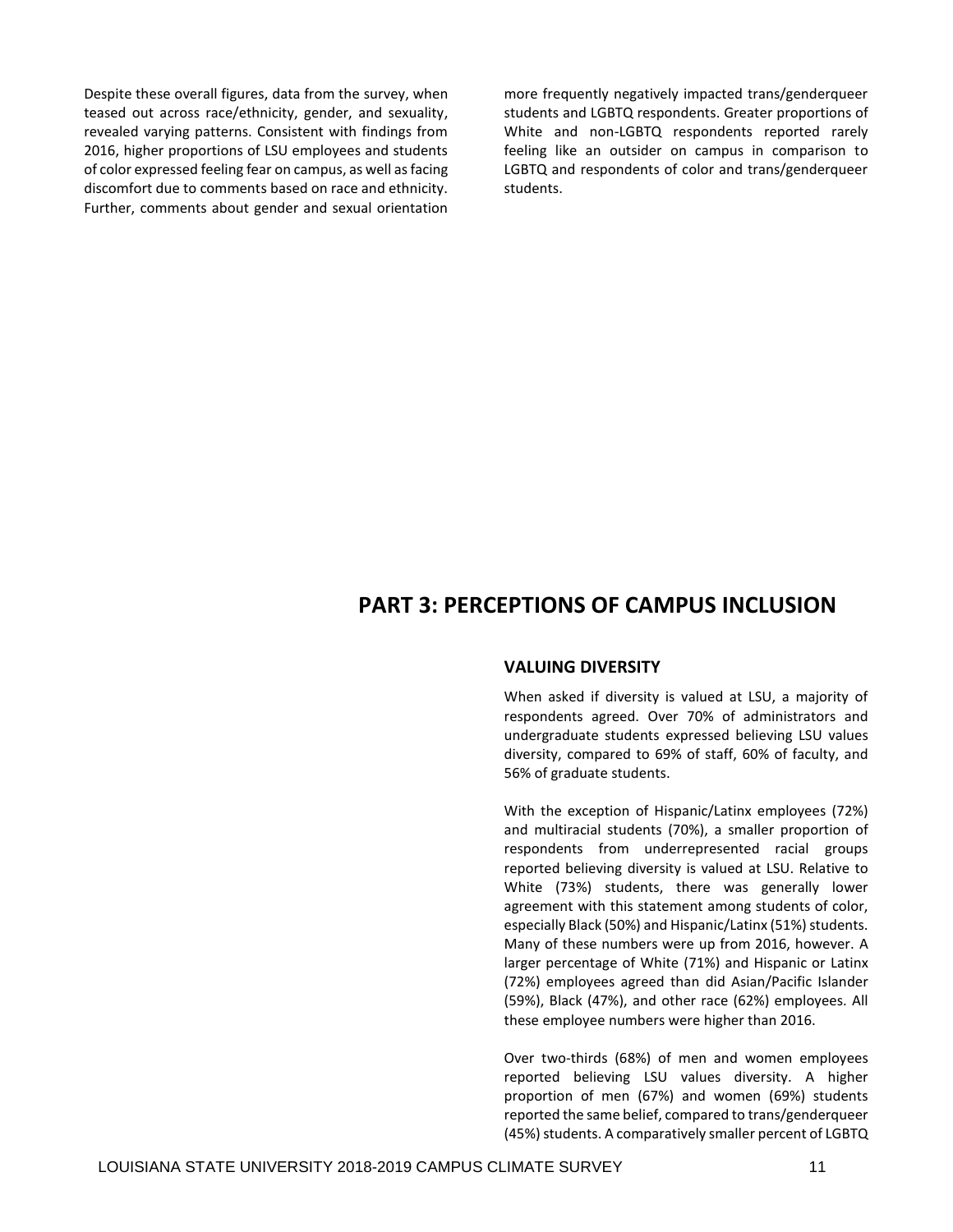Despite these overall figures, data from the survey, when teased out across race/ethnicity, gender, and sexuality, revealed varying patterns. Consistent with findings from 2016, higher proportions of LSU employees and students of color expressed feeling fear on campus, as well as facing discomfort due to comments based on race and ethnicity. Further, comments about gender and sexual orientation more frequently negatively impacted trans/genderqueer students and LGBTQ respondents. Greater proportions of White and non-LGBTQ respondents reported rarely feeling like an outsider on campus in comparison to LGBTQ and respondents of color and trans/genderqueer students.

# PART 3: PERCEPTIONS OF CAMPUS INCLUSION

## VALUING DIVERSITY

When asked if diversity is valued at LSU, a majority of respondents agreed. Over 70% of administrators and undergraduate students expressed believing LSU values diversity, compared to 69% of staff, 60% of faculty, and 56% of graduate students.

With the exception of Hispanic/Latinx employees (72%) and multiracial students (70%), a smaller proportion of respondents from underrepresented racial groups reported believing diversity is valued at LSU. Relative to White (73%) students, there was generally lower agreement with this statement among students of color, especially Black (50%) and Hispanic/Latinx (51%) students. Many of these numbers were up from 2016, however. A larger percentage of White (71%) and Hispanic or Latinx (72%) employees agreed than did Asian/Pacific Islander (59%), Black (47%), and other race (62%) employees. All these employee numbers were higher than 2016.

Over two-thirds (68%) of men and women employees reported believing LSU values diversity. A higher proportion of men (67%) and women (69%) students reported the same belief, compared to trans/genderqueer (45%) students. A comparatively smaller percent of LGBTQ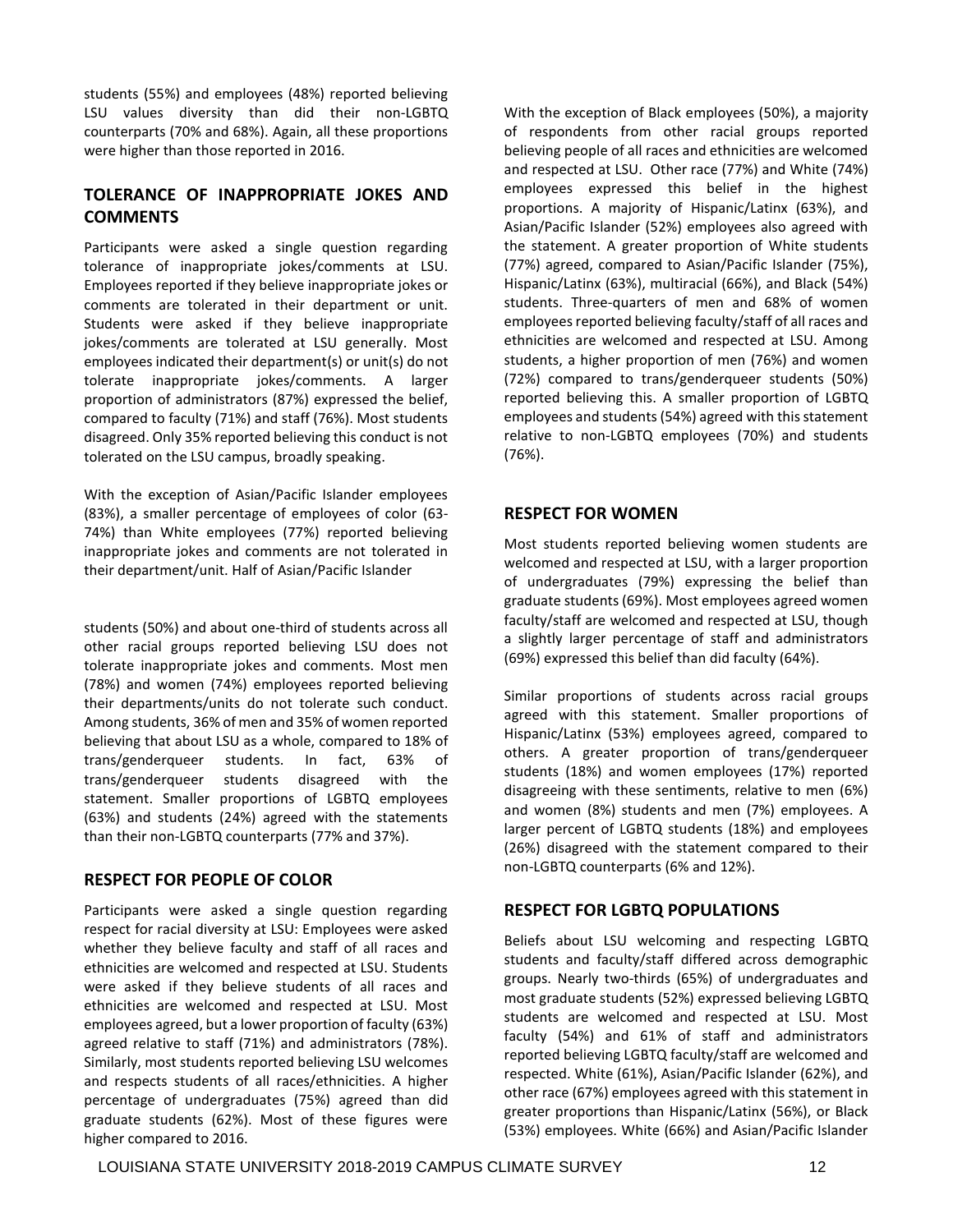students (55%) and employees (48%) reported believing LSU values diversity than did their non-LGBTQ counterparts (70% and 68%). Again, all these proportions were higher than those reported in 2016.

## TOLERANCE OF INAPPROPRIATE JOKES AND COMMENTS

Participants were asked a single question regarding tolerance of inappropriate jokes/comments at LSU. Employees reported if they believe inappropriate jokes or comments are tolerated in their department or unit. Students were asked if they believe inappropriate jokes/comments are tolerated at LSU generally. Most employees indicated their department(s) or unit(s) do not tolerate inappropriate jokes/comments. A larger proportion of administrators (87%) expressed the belief, compared to faculty (71%) and staff (76%). Most students disagreed. Only 35% reported believing this conduct is not tolerated on the LSU campus, broadly speaking.

With the exception of Asian/Pacific Islander employees (83%), a smaller percentage of employees of color (63-74%) than White employees (77%) reported believing inappropriate jokes and comments are not tolerated in their department/unit. Half of Asian/Pacific Islander students (50%) and about one-third of students across all other racial groups reported believing LSU does not tolerate inappropriate jokes and comments. Most men (78%) and women (74%) employees reported believing their departments/units do not tolerate such conduct. Among students, 36% of men and 35% of women reported believing that about LSU as a whole, compared to 18% of trans/genderqueer students. In fact, 63% of trans/genderqueer students disagreed with the statement. Smaller proportions of LGBTQ employees (63%) and students (24%) agreed with the statements than their non-LGBTQ counterparts (77% and 37%).

## RESPECT FOR PEOPLE OF COLOR

Participants were asked a single question regarding respect for racial diversity at LSU: Employees were asked whether they believe faculty and staff of all races and ethnicities are welcomed and respected at LSU. Students were asked if they believe students of all races and ethnicities are welcomed and respected at LSU. Most employees agreed, but a lower proportion of faculty (63%) agreed relative to staff (71%) and administrators (78%). Similarly, most students reported believing LSU welcomes and respects students of all races/ethnicities. A higher percentage of undergraduates (75%) agreed than did graduate students (62%). Most of these figures were higher compared to 2016.

With the exception of Black employees (50%), a majority of respondents from other racial groups reported believing people of all races and ethnicities are welcomed and respected at LSU. Other race (77%) and White (74%) employees expressed this belief in the highest proportions. A majority of Hispanic/Latinx (63%), and Asian/Pacific Islander (52%) employees also agreed with the statement. A greater proportion of White students (77%) agreed, compared to Asian/Pacific Islander (75%), Hispanic/Latinx (63%), multiracial (66%), and Black (54%) students. Three-quarters of men and 68% of women employees reported believing faculty/staff of all races and ethnicities are welcomed and respected at LSU. Among students, a higher proportion of men (76%) and women (72%) compared to trans/genderqueer students (50%) reported believing this. A smaller proportion of LGBTQ employees and students (54%) agreed with this statement relative to non-LGBTQ employees (70%) and students (76%).

## RESPECT FOR WOMEN

Most students reported believing women students are welcomed and respected at LSU, with a larger proportion of undergraduates (79%) expressing the belief than graduate students (69%). Most employees agreed women faculty/staff are welcomed and respected at LSU, though a slightly larger percentage of staff and administrators (69%) expressed this belief than did faculty (64%).

Similar proportions of students across racial groups agreed with this statement. Smaller proportions of Hispanic/Latinx (53%) employees agreed, compared to others. A greater proportion of trans/genderqueer students (18%) and women employees (17%) reported disagreeing with these sentiments, relative to men (6%) and women (8%) students and men (7%) employees. A larger percent of LGBTQ students (18%) and employees (26%) disagreed with the statement compared to their non-LGBTQ counterparts (6% and 12%).

## RESPECT FOR LGBTQ POPULATIONS

Beliefs about LSU welcoming and respecting LGBTQ students and faculty/staff differed across demographic groups. Nearly two-thirds (65%) of undergraduates and most graduate students (52%) expressed believing LGBTQ students are welcomed and respected at LSU. Most faculty (54%) and 61% of staff and administrators reported believing LGBTQ faculty/staff are welcomed and respected. White (61%), Asian/Pacific Islander (62%), and other race (67%) employees agreed with this statement in greater proportions than Hispanic/Latinx (56%), or Black (53%) employees. White (66%) and Asian/Pacific Islander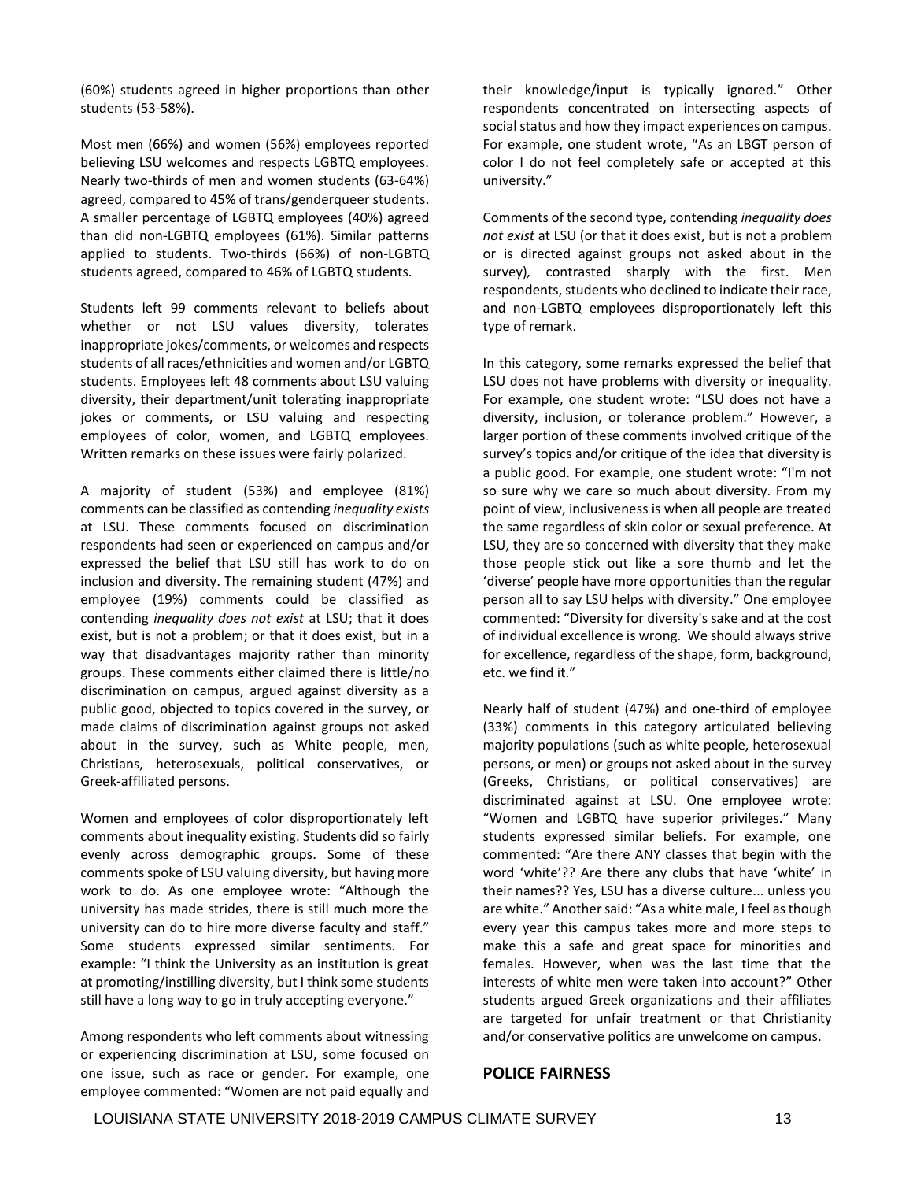(60%) students agreed in higher proportions than other students (53-58%).

Most men (66%) and women (56%) employees reported believing LSU welcomes and respects LGBTQ employees. Nearly two-thirds of men and women students (63-64%) agreed, compared to 45% of trans/genderqueer students. A smaller percentage of LGBTQ employees (40%) agreed than did non-LGBTQ employees (61%). Similar patterns applied to students. Two-thirds (66%) of non-LGBTQ students agreed, compared to 46% of LGBTQ students.

Students left 99 comments relevant to beliefs about whether or not LSU values diversity, tolerates inappropriate jokes/comments, or welcomes and respects students of all races/ethnicities and women and/or LGBTQ students. Employees left 48 comments about LSU valuing diversity, their department/unit tolerating inappropriate jokes or comments, or LSU valuing and respecting employees of color, women, and LGBTQ employees. Written remarks on these issues were fairly polarized.

A majority of student (53%) and employee (81%) comments can be classified as contending *inequality exists* at LSU. These comments focused on discrimination respondents had seen or experienced on campus and/or expressed the belief that LSU still has work to do on inclusion and diversity. The remaining student (47%) and employee (19%) comments could be classified as contending *inequality does not exist* at LSU; that it does exist, but is not a problem; or that it does exist, but in a way that disadvantages majority rather than minority groups. These comments either claimed there is little/no discrimination on campus, argued against diversity as a public good, objected to topics covered in the survey, or made claims of discrimination against groups not asked about in the survey, such as White people, men, Christians, heterosexuals, political conservatives, or Greek-affiliated persons.

Women and employees of color disproportionately left comments about inequality existing. Students did so fairly evenly across demographic groups. Some of these comments spoke of LSU valuing diversity, but having more work to do. As one employee wrote: "Although the university has made strides, there is still much more the university can do to hire more diverse faculty and staff." Some students expressed similar sentiments. For example: "I think the University as an institution is great at promoting/instilling diversity, but I think some students still have a long way to go in truly accepting everyone."

Among respondents who left comments about witnessing or experiencing discrimination at LSU, some focused on one issue, such as race or gender. For example, one employee commented: "Women are not paid equally and their knowledge/input is typically ignored." Other respondents concentrated on intersecting aspects of social status and how they impact experiences on campus. For example, one student wrote, "As an LBGT person of color I do not feel completely safe or accepted at this university."

Comments of the second type, contending *inequality does not exist* at LSU (or that it does exist, but is not a problem or is directed against groups not asked about in the survey), contrasted sharply with the first. Men respondents, students who declined to indicate their race, and non-LGBTQ employees disproportionately left this type of remark.

In this category, some remarks expressed the belief that LSU does not have problems with diversity or inequality. For example, one student wrote: "LSU does not have a diversity, inclusion, or tolerance problem." However, a larger portion of these comments involved critique of the survey's topics and/or critique of the idea that diversity is a public good. For example, one student wrote: "I'm not so sure why we care so much about diversity. From my point of view, inclusiveness is when all people are treated the same regardless of skin color or sexual preference. At LSU, they are so concerned with diversity that they make those people stick out like a sore thumb and let the 'diverse' people have more opportunities than the regular person all to say LSU helps with diversity." One employee commented: "Diversity for diversity's sake and at the cost of individual excellence is wrong. We should always strive for excellence, regardless of the shape, form, background, etc. we find it."

Nearly half of student (47%) and one-third of employee (33%) comments in this category articulated believing majority populations (such as white people, heterosexual persons, or men) or groups not asked about in the survey (Greeks, Christians, or political conservatives) are discriminated against at LSU. One employee wrote: "Women and LGBTQ have superior privileges." Many students expressed similar beliefs. For example, one commented: "Are there ANY classes that begin with the word 'white'?? Are there any clubs that have 'white' in their names?? Yes, LSU has a diverse culture... unless you are white." Another said: "As a white male, I feel as though every year this campus takes more and more steps to make this a safe and great space for minorities and females. However, when was the last time that the interests of white men were taken into account?" Other students argued Greek organizations and their affiliates are targeted for unfair treatment or that Christianity and/or conservative politics are unwelcome on campus.

## POLICE FAIRNESS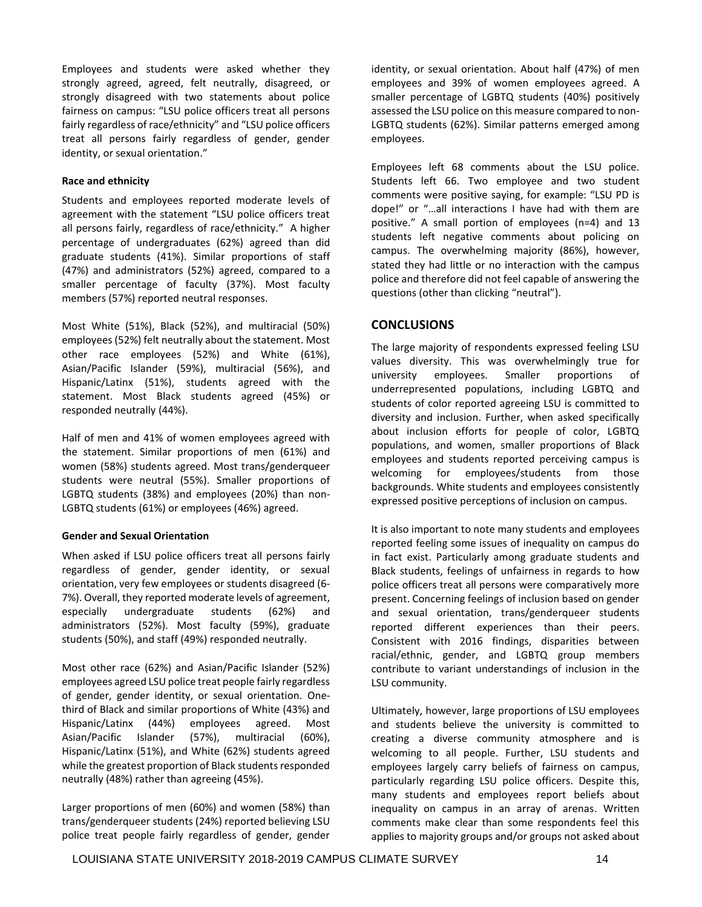Employees and students were asked whether they strongly agreed, agreed, felt neutrally, disagreed, or strongly disagreed with two statements about police fairness on campus: "LSU police officers treat all persons fairly regardless of race/ethnicity" and "LSU police officers treat all persons fairly regardless of gender, gender identity, or sexual orientation."

**Race and ethnicity**

Students and employees reported moderate levels of agreement with the statement "LSU police officers treat all persons fairly, regardless of race/ethnicity." A higher percentage of undergraduates (62%) agreed than did graduate students (41%). Similar proportions of staff (47%) and administrators (52%) agreed, compared to a smaller percentage of faculty (37%). Most faculty members (57%) reported neutral responses.

Most White (51%), Black (52%), and multiracial (50%) employees (52%) felt neutrally about the statement. Most other race employees (52%) and White (61%), Asian/Pacific Islander (59%), multiracial (56%), and Hispanic/Latinx (51%), students agreed with the statement. Most Black students agreed (45%) or responded neutrally (44%).

Half of men and 41% of women employees agreed with the statement. Similar proportions of men (61%) and women (58%) students agreed. Most trans/genderqueer students were neutral (55%). Smaller proportions of LGBTQ students (38%) and employees (20%) than non-LGBTQ students (61%) or employees (46%) agreed.

**Gender and Sexual Orientation**

When asked if LSU police officers treat all persons fairly regardless of gender, gender identity, or sexual orientation, very few employees or students disagreed (6-7%). Overall, they reported moderate levels of agreement, especially undergraduate students (62%) and administrators (52%). Most faculty (59%), graduate students (50%), and staff (49%) responded neutrally.

Most other race (62%) and Asian/Pacific Islander (52%) employees agreed LSU police treat people fairly regardless of gender, gender identity, or sexual orientation. One-third of Black and similar proportions of White (43%) and Hispanic/Latinx (44%) employees agreed. Most Asian/Pacific Islander (57%), multiracial (60%), Hispanic/Latinx (51%), and White (62%) students agreed while the greatest proportion of Black students responded neutrally (48%) rather than agreeing (45%).

Larger proportions of men (60%) and women (58%) than trans/genderqueer students (24%) reported believing LSU police treat people fairly regardless of gender, gender identity, or sexual orientation. About half (47%) of men employees and 39% of women employees agreed. A smaller percentage of LGBTQ students (40%) positively assessed the LSU police on this measure compared to non-LGBTQ students (62%). Similar patterns emerged among employees.

Employees left 68 comments about the LSU police. Students left 66. Two employee and two student comments were positive saying, for example: "LSU PD is dope!" or "…all interactions I have had with them are positive." A small portion of employees (n=4) and 13 students left negative comments about policing on campus. The overwhelming majority (86%), however, stated they had little or no interaction with the campus police and therefore did not feel capable of answering the questions (other than clicking "neutral").

## CONCLUSIONS

The large majority of respondents expressed feeling LSU values diversity. This was overwhelmingly true for university employees. Smaller proportions of underrepresented populations, including LGBTQ and students of color reported agreeing LSU is committed to diversity and inclusion. Further, when asked specifically about inclusion efforts for people of color, LGBTQ populations, and women, smaller proportions of Black employees and students reported perceiving campus is welcoming for employees/students from those backgrounds. White students and employees consistently expressed positive perceptions of inclusion on campus.

It is also important to note many students and employees reported feeling some issues of inequality on campus do in fact exist. Particularly among graduate students and Black students, feelings of unfairness in regards to how police officers treat all persons were comparatively more present. Concerning feelings of inclusion based on gender and sexual orientation, trans/genderqueer students reported different experiences than their peers. Consistent with 2016 findings, disparities between racial/ethnic, gender, and LGBTQ group members contribute to variant understandings of inclusion in the LSU community.

Ultimately, however, large proportions of LSU employees and students believe the university is committed to creating a diverse community atmosphere and is welcoming to all people. Further, LSU students and employees largely carry beliefs of fairness on campus, particularly regarding LSU police officers. Despite this, many students and employees report beliefs about inequality on campus in an array of arenas. Written comments make clear than some respondents feel this applies to majority groups and/or groups not asked about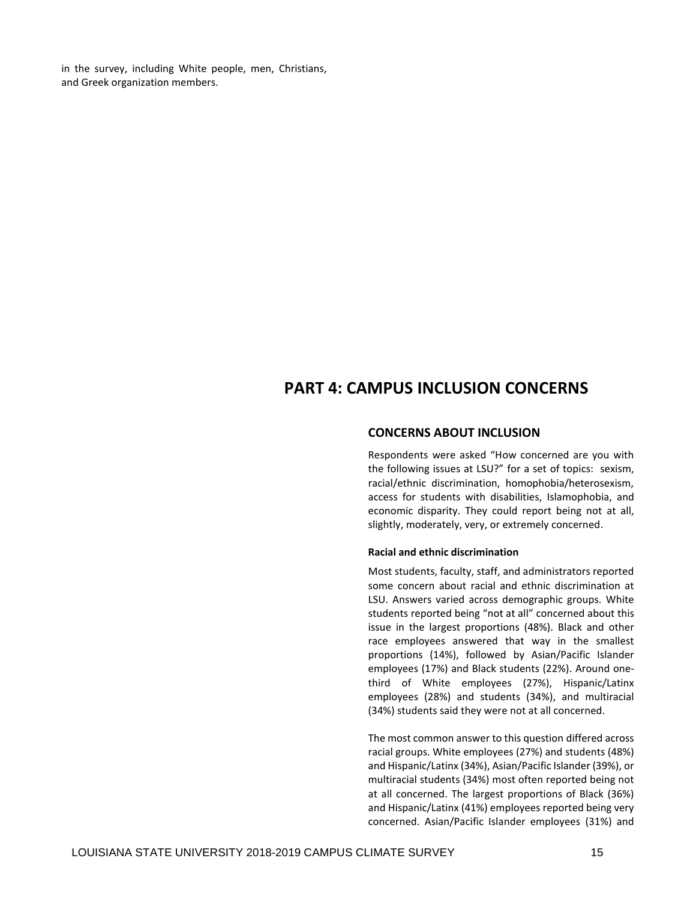in the survey, including White people, men, Christians, and Greek organization members.

# PART 4: CAMPUS INCLUSION CONCERNS

## CONCERNS ABOUT INCLUSION

Respondents were asked "How concerned are you with the following issues at LSU?" for a set of topics: sexism, racial/ethnic discrimination, homophobia/heterosexism, access for students with disabilities, Islamophobia, and economic disparity. They could report being not at all, slightly, moderately, very, or extremely concerned.

### Racial and ethnic discrimination

Most students, faculty, staff, and administrators reported some concern about racial and ethnic discrimination at LSU. Answers varied across demographic groups. White students reported being "not at all" concerned about this issue in the largest proportions (48%). Black and other race employees answered that way in the smallest proportions (14%), followed by Asian/Pacific Islander employees (17%) and Black students (22%). Around one-third of White employees (27%), Hispanic/Latinx employees (28%) and students (34%), and multiracial (34%) students said they were not at all concerned.

The most common answer to this question differed across racial groups. White employees (27%) and students (48%) and Hispanic/Latinx (34%), Asian/Pacific Islander (39%), or multiracial students (34%) most often reported being not at all concerned. The largest proportions of Black (36%) and Hispanic/Latinx (41%) employees reported being very concerned. Asian/Pacific Islander employees (31%) and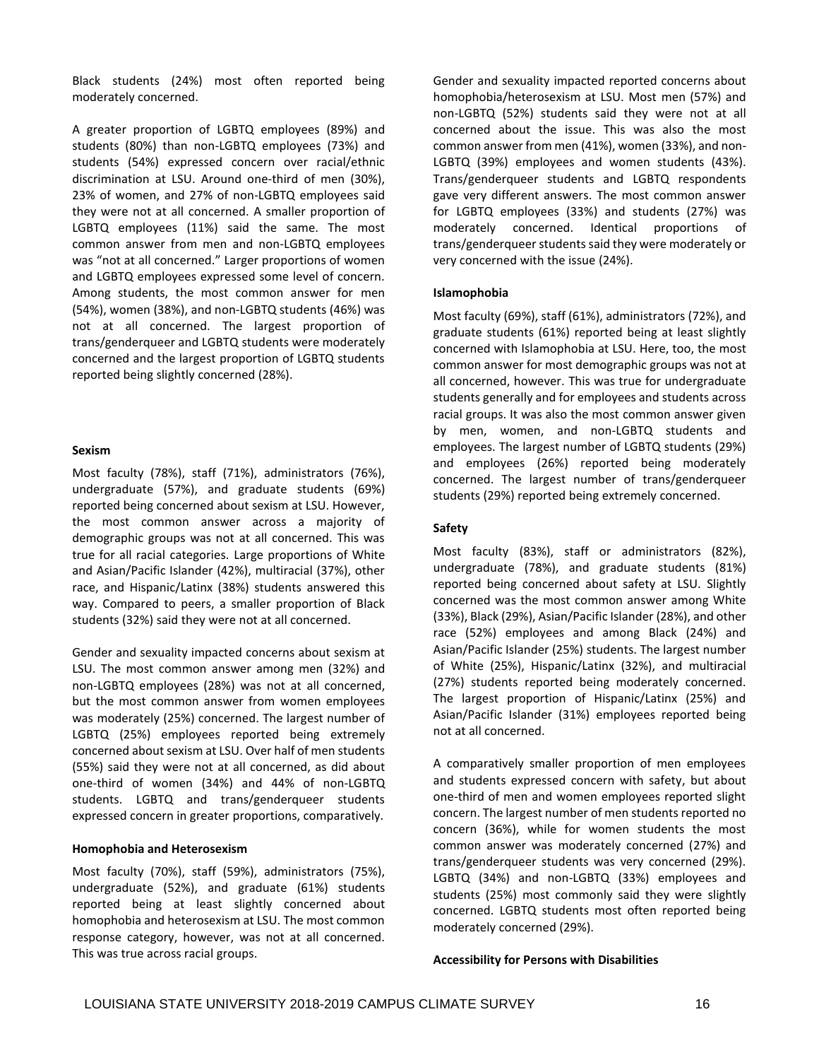Black students (24%) most often reported being moderately concerned.

A greater proportion of LGBTQ employees (89%) and students (80%) than non-LGBTQ employees (73%) and students (54%) expressed concern over racial/ethnic discrimination at LSU. Around one-third of men (30%), 23% of women, and 27% of non-LGBTQ employees said they were not at all concerned. A smaller proportion of LGBTQ employees (11%) said the same. The most common answer from men and non-LGBTQ employees was "not at all concerned." Larger proportions of women and LGBTQ employees expressed some level of concern. Among students, the most common answer for men (54%), women (38%), and non-LGBTQ students (46%) was not at all concerned. The largest proportion of trans/genderqueer and LGBTQ students were moderately concerned and the largest proportion of LGBTQ students reported being slightly concerned (28%).

**Sexism**

Most faculty (78%), staff (71%), administrators (76%), undergraduate (57%), and graduate students (69%) reported being concerned about sexism at LSU. However, the most common answer across a majority of demographic groups was not at all concerned. This was true for all racial categories. Large proportions of White and Asian/Pacific Islander (42%), multiracial (37%), other race, and Hispanic/Latinx (38%) students answered this way. Compared to peers, a smaller proportion of Black students (32%) said they were not at all concerned.

Gender and sexuality impacted concerns about sexism at LSU. The most common answer among men (32%) and non-LGBTQ employees (28%) was not at all concerned, but the most common answer from women employees was moderately (25%) concerned. The largest number of LGBTQ (25%) employees reported being extremely concerned about sexism at LSU. Over half of men students (55%) said they were not at all concerned, as did about one-third of women (34%) and 44% of non-LGBTQ students. LGBTQ and trans/genderqueer students expressed concern in greater proportions, comparatively.

**Homophobia and Heterosexism**

Most faculty (70%), staff (59%), administrators (75%), undergraduate (52%), and graduate (61%) students reported being at least slightly concerned about homophobia and heterosexism at LSU. The most common response category, however, was not at all concerned. This was true across racial groups.

Gender and sexuality impacted reported concerns about homophobia/heterosexism at LSU. Most men (57%) and non-LGBTQ (52%) students said they were not at all concerned about the issue. This was also the most common answer from men (41%), women (33%), and non-LGBTQ (39%) employees and women students (43%). Trans/genderqueer students and LGBTQ respondents gave very different answers. The most common answer for LGBTQ employees (33%) and students (27%) was moderately concerned. Identical proportions of trans/genderqueer students said they were moderately or very concerned with the issue (24%).

**Islamophobia**

Most faculty (69%), staff (61%), administrators (72%), and graduate students (61%) reported being at least slightly concerned with Islamophobia at LSU. Here, too, the most common answer for most demographic groups was not at all concerned, however. This was true for undergraduate students generally and for employees and students across racial groups. It was also the most common answer given by men, women, and non-LGBTQ students and employees. The largest number of LGBTQ students (29%) and employees (26%) reported being moderately concerned. The largest number of trans/genderqueer students (29%) reported being extremely concerned.

**Safety**

Most faculty (83%), staff or administrators (82%), undergraduate (78%), and graduate students (81%) reported being concerned about safety at LSU. Slightly concerned was the most common answer among White (33%), Black (29%), Asian/Pacific Islander (28%), and other race (52%) employees and among Black (24%) and Asian/Pacific Islander (25%) students. The largest number of White (25%), Hispanic/Latinx (32%), and multiracial (27%) students reported being moderately concerned. The largest proportion of Hispanic/Latinx (25%) and Asian/Pacific Islander (31%) employees reported being not at all concerned.

A comparatively smaller proportion of men employees and students expressed concern with safety, but about one-third of men and women employees reported slight concern. The largest number of men students reported no concern (36%), while for women students the most common answer was moderately concerned (27%) and trans/genderqueer students was very concerned (29%). LGBTQ (34%) and non-LGBTQ (33%) employees and students (25%) most commonly said they were slightly concerned. LGBTQ students most often reported being moderately concerned (29%).

**Accessibility for Persons with Disabilities**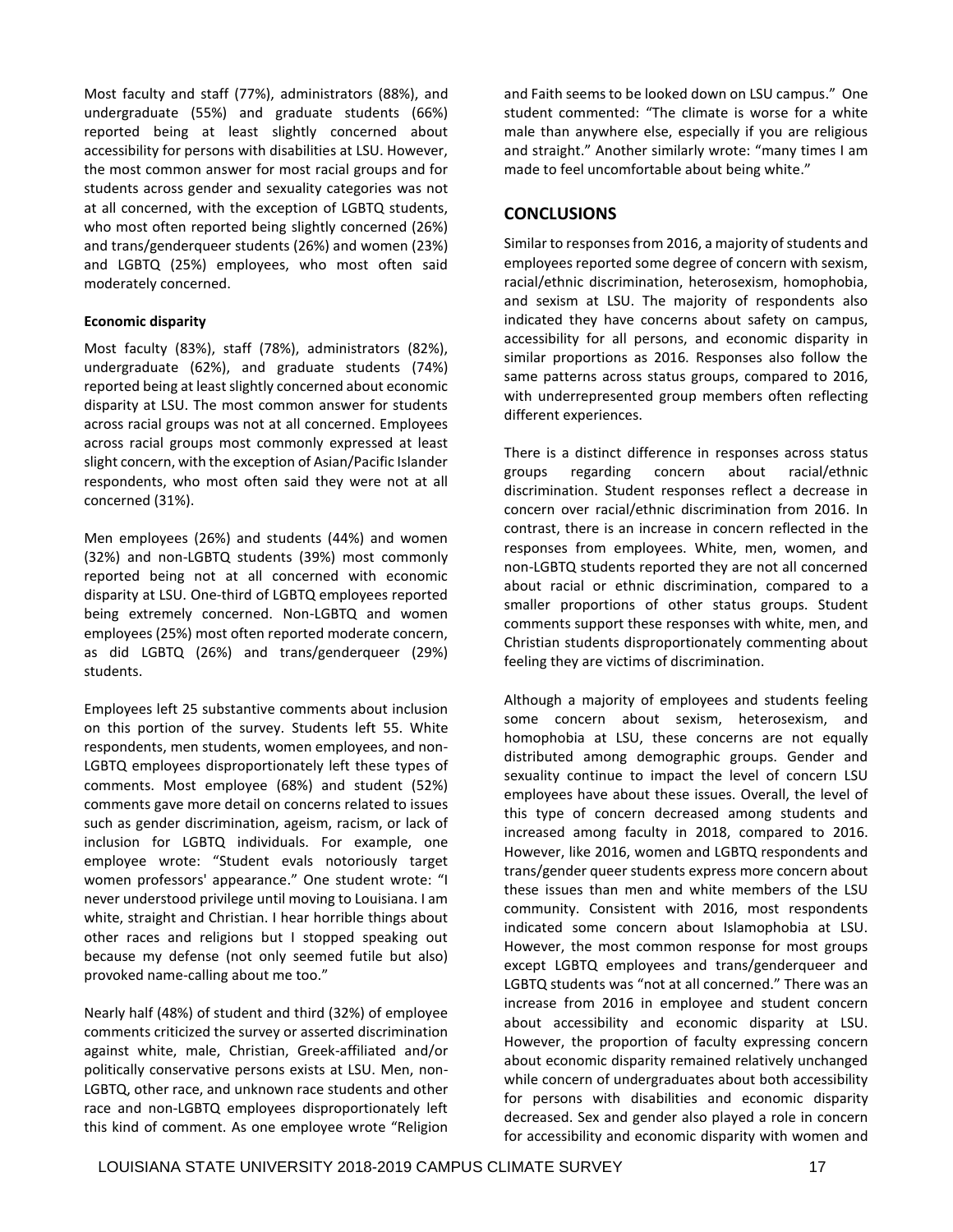Most faculty and staff (77%), administrators (88%), and undergraduate (55%) and graduate students (66%) reported being at least slightly concerned about accessibility for persons with disabilities at LSU. However, the most common answer for most racial groups and for students across gender and sexuality categories was not at all concerned, with the exception of LGBTQ students, who most often reported being slightly concerned (26%) and trans/genderqueer students (26%) and women (23%) and LGBTQ (25%) employees, who most often said moderately concerned.

**Economic disparity**

Most faculty (83%), staff (78%), administrators (82%), undergraduate (62%), and graduate students (74%) reported being at least slightly concerned about economic disparity at LSU. The most common answer for students across racial groups was not at all concerned. Employees across racial groups most commonly expressed at least slight concern, with the exception of Asian/Pacific Islander respondents, who most often said they were not at all concerned (31%).

Men employees (26%) and students (44%) and women (32%) and non-LGBTQ students (39%) most commonly reported being not at all concerned with economic disparity at LSU. One-third of LGBTQ employees reported being extremely concerned. Non-LGBTQ and women employees (25%) most often reported moderate concern, as did LGBTQ (26%) and trans/genderqueer (29%) students.

Employees left 25 substantive comments about inclusion on this portion of the survey. Students left 55. White respondents, men students, women employees, and non-LGBTQ employees disproportionately left these types of comments. Most employee (68%) and student (52%) comments gave more detail on concerns related to issues such as gender discrimination, ageism, racism, or lack of inclusion for LGBTQ individuals. For example, one employee wrote: "Student evals notoriously target women professors' appearance." One student wrote: "I never understood privilege until moving to Louisiana. I am white, straight and Christian. I hear horrible things about other races and religions but I stopped speaking out because my defense (not only seemed futile but also) provoked name-calling about me too."

Nearly half (48%) of student and third (32%) of employee comments criticized the survey or asserted discrimination against white, male, Christian, Greek-affiliated and/or politically conservative persons exists at LSU. Men, non-LGBTQ, other race, and unknown race students and other race and non-LGBTQ employees disproportionately left this kind of comment. As one employee wrote "Religion and Faith seems to be looked down on LSU campus." One student commented: "The climate is worse for a white male than anywhere else, especially if you are religious and straight." Another similarly wrote: "many times I am made to feel uncomfortable about being white."

## CONCLUSIONS

Similar to responses from 2016, a majority of students and employees reported some degree of concern with sexism, racial/ethnic discrimination, heterosexism, homophobia, and sexism at LSU. The majority of respondents also indicated they have concerns about safety on campus, accessibility for all persons, and economic disparity in similar proportions as 2016. Responses also follow the same patterns across status groups, compared to 2016, with underrepresented group members often reflecting different experiences.

There is a distinct difference in responses across status groups regarding concern about racial/ethnic discrimination. Student responses reflect a decrease in concern over racial/ethnic discrimination from 2016. In contrast, there is an increase in concern reflected in the responses from employees. White, men, women, and non-LGBTQ students reported they are not all concerned about racial or ethnic discrimination, compared to a smaller proportions of other status groups. Student comments support these responses with white, men, and Christian students disproportionately commenting about feeling they are victims of discrimination.

Although a majority of employees and students feeling some concern about sexism, heterosexism, and homophobia at LSU, these concerns are not equally distributed among demographic groups. Gender and sexuality continue to impact the level of concern LSU employees have about these issues. Overall, the level of this type of concern decreased among students and increased among faculty in 2018, compared to 2016. However, like 2016, women and LGBTQ respondents and trans/gender queer students express more concern about these issues than men and white members of the LSU community. Consistent with 2016, most respondents indicated some concern about Islamophobia at LSU. However, the most common response for most groups except LGBTQ employees and trans/genderqueer and LGBTQ students was "not at all concerned." There was an increase from 2016 in employee and student concern about accessibility and economic disparity at LSU. However, the proportion of faculty expressing concern about economic disparity remained relatively unchanged while concern of undergraduates about both accessibility for persons with disabilities and economic disparity decreased. Sex and gender also played a role in concern for accessibility and economic disparity with women and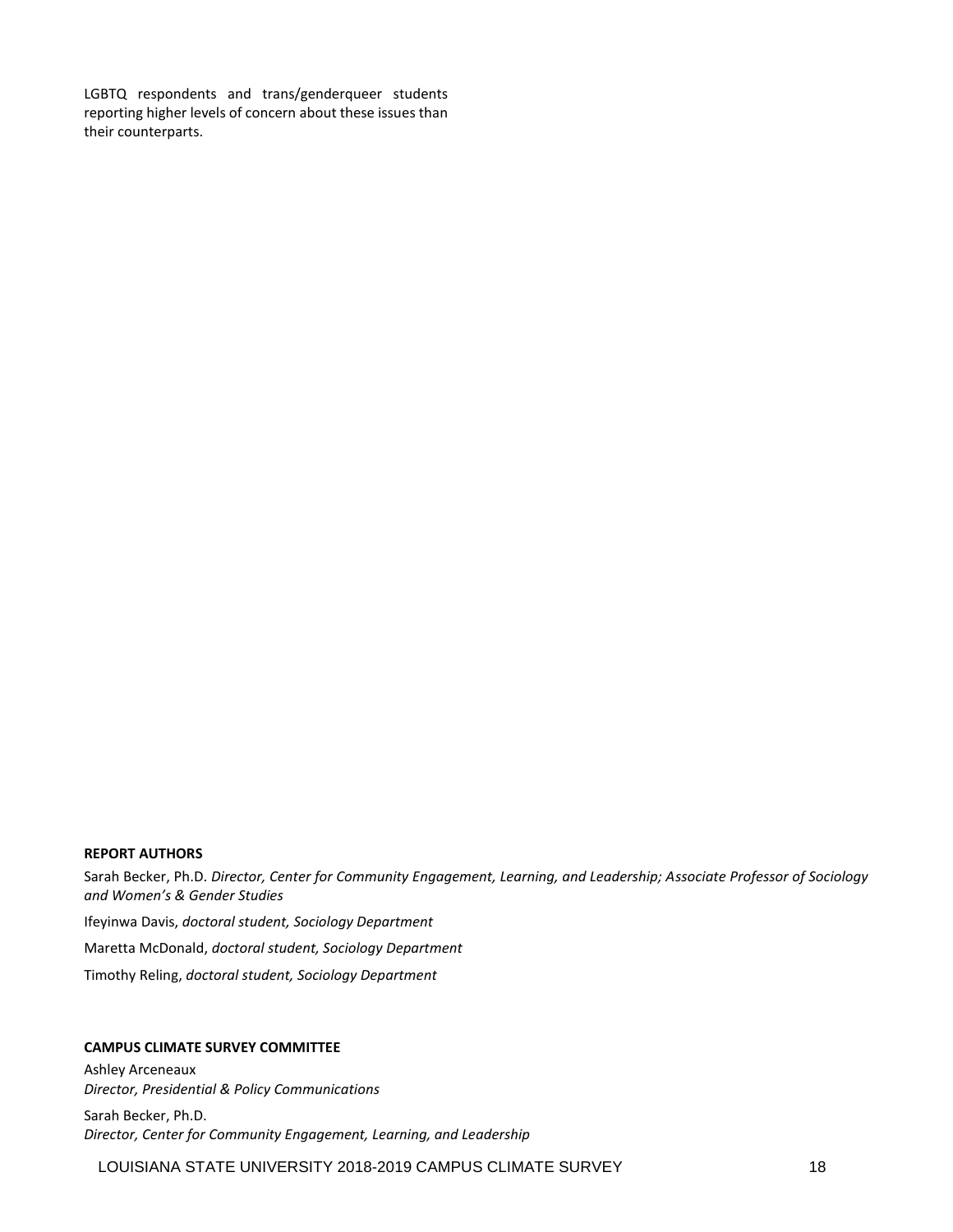LGBTQ respondents and trans/genderqueer students reporting higher levels of concern about these issues than their counterparts.

**REPORT AUTHORS**

Sarah Becker, Ph.D. *Director, Center for Community Engagement, Learning, and Leadership; Associate Professor of Sociology and Women's & Gender Studies*

Ifeyinwa Davis, *doctoral student, Sociology Department*

Maretta McDonald, *doctoral student, Sociology Department*

Timothy Reling, *doctoral student, Sociology Department*

**CAMPUS CLIMATE SURVEY COMMITTEE**

Ashley Arceneaux
*Director, Presidential & Policy Communications*

Sarah Becker, Ph.D.
*Director, Center for Community Engagement, Learning, and Leadership*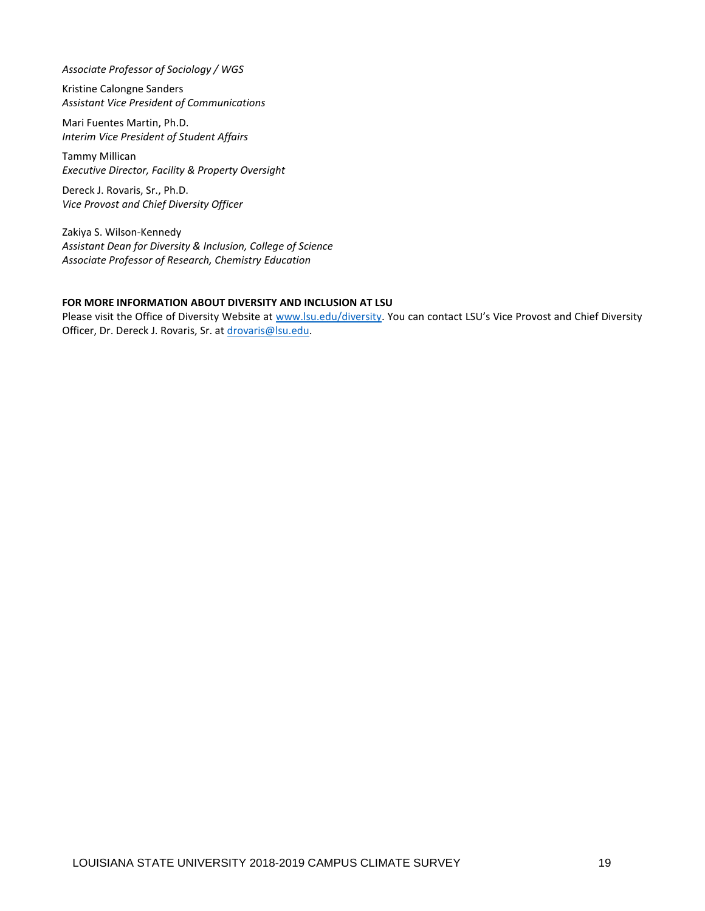*Associate Professor of Sociology / WGS*

Kristine Calongne Sanders
*Assistant Vice President of Communications*

Mari Fuentes Martin, Ph.D.
*Interim Vice President of Student Affairs*

Tammy Millican
*Executive Director, Facility & Property Oversight*

Dereck J. Rovaris, Sr., Ph.D.
*Vice Provost and Chief Diversity Officer*

Zakiya S. Wilson-Kennedy
*Assistant Dean for Diversity & Inclusion, College of Science*
*Associate Professor of Research, Chemistry Education*

**FOR MORE INFORMATION ABOUT DIVERSITY AND INCLUSION AT LSU**
Please visit the Office of Diversity Website at www.lsu.edu/diversity. You can contact LSU's Vice Provost and Chief Diversity Officer, Dr. Dereck J. Rovaris, Sr. at drovaris@lsu.edu.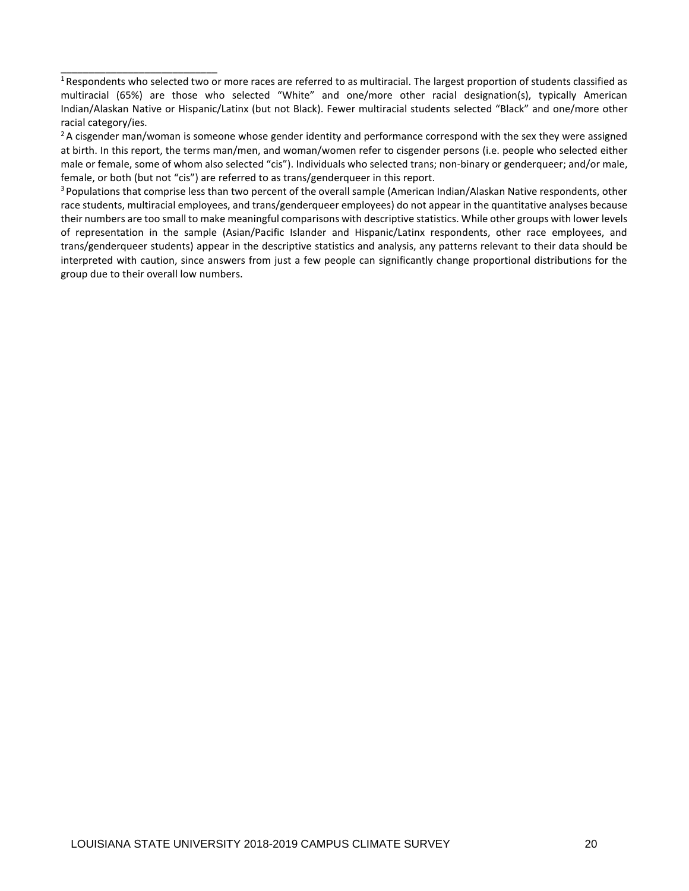[1] Respondents who selected two or more races are referred to as multiracial. The largest proportion of students classified as multiracial (65%) are those who selected “White” and one/more other racial designation(s), typically American Indian/Alaskan Native or Hispanic/Latinx (but not Black). Fewer multiracial students selected “Black” and one/more other racial category/ies.

[2] A cisgender man/woman is someone whose gender identity and performance correspond with the sex they were assigned at birth. In this report, the terms man/men, and woman/women refer to cisgender persons (i.e. people who selected either male or female, some of whom also selected “cis”). Individuals who selected trans; non-binary or genderqueer; and/or male, female, or both (but not “cis”) are referred to as trans/genderqueer in this report.

[3] Populations that comprise less than two percent of the overall sample (American Indian/Alaskan Native respondents, other race students, multiracial employees, and trans/genderqueer employees) do not appear in the quantitative analyses because their numbers are too small to make meaningful comparisons with descriptive statistics. While other groups with lower levels of representation in the sample (Asian/Pacific Islander and Hispanic/Latinx respondents, other race employees, and trans/genderqueer students) appear in the descriptive statistics and analysis, any patterns relevant to their data should be interpreted with caution, since answers from just a few people can significantly change proportional distributions for the group due to their overall low numbers.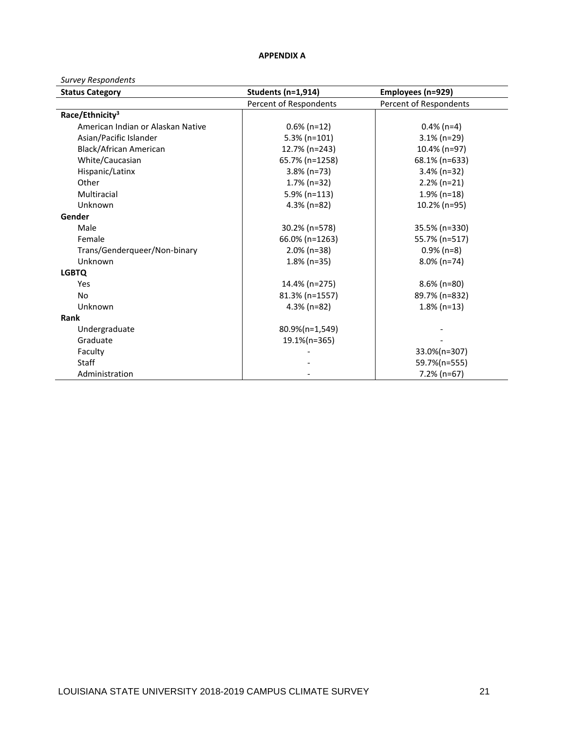**APPENDIX A**

*Survey Respondents*

| Status Category | Students (n=1,914) | Employees (n=929) |
|---|---|---|
| | Percent of Respondents | Percent of Respondents |
| **Race/Ethnicity[3]** | | |
| American Indian or Alaskan Native | 0.6% (n=12) | 0.4% (n=4) |
| Asian/Pacific Islander | 5.3% (n=101) | 3.1% (n=29) |
| Black/African American | 12.7% (n=243) | 10.4% (n=97) |
| White/Caucasian | 65.7% (n=1258) | 68.1% (n=633) |
| Hispanic/Latinx | 3.8% (n=73) | 3.4% (n=32) |
| Other | 1.7% (n=32) | 2.2% (n=21) |
| Multiracial | 5.9% (n=113) | 1.9% (n=18) |
| Unknown | 4.3% (n=82) | 10.2% (n=95) |
| **Gender** | | |
| Male | 30.2% (n=578) | 35.5% (n=330) |
| Female | 66.0% (n=1263) | 55.7% (n=517) |
| Trans/Genderqueer/Non-binary | 2.0% (n=38) | 0.9% (n=8) |
| Unknown | 1.8% (n=35) | 8.0% (n=74) |
| **LGBTQ** | | |
| Yes | 14.4% (n=275) | 8.6% (n=80) |
| No | 81.3% (n=1557) | 89.7% (n=832) |
| Unknown | 4.3% (n=82) | 1.8% (n=13) |
| **Rank** | | |
| Undergraduate | 80.9%(n=1,549) | - |
| Graduate | 19.1%(n=365) | - |
| Faculty | - | 33.0%(n=307) |
| Staff | - | 59.7%(n=555) |
| Administration | - | 7.2% (n=67) |